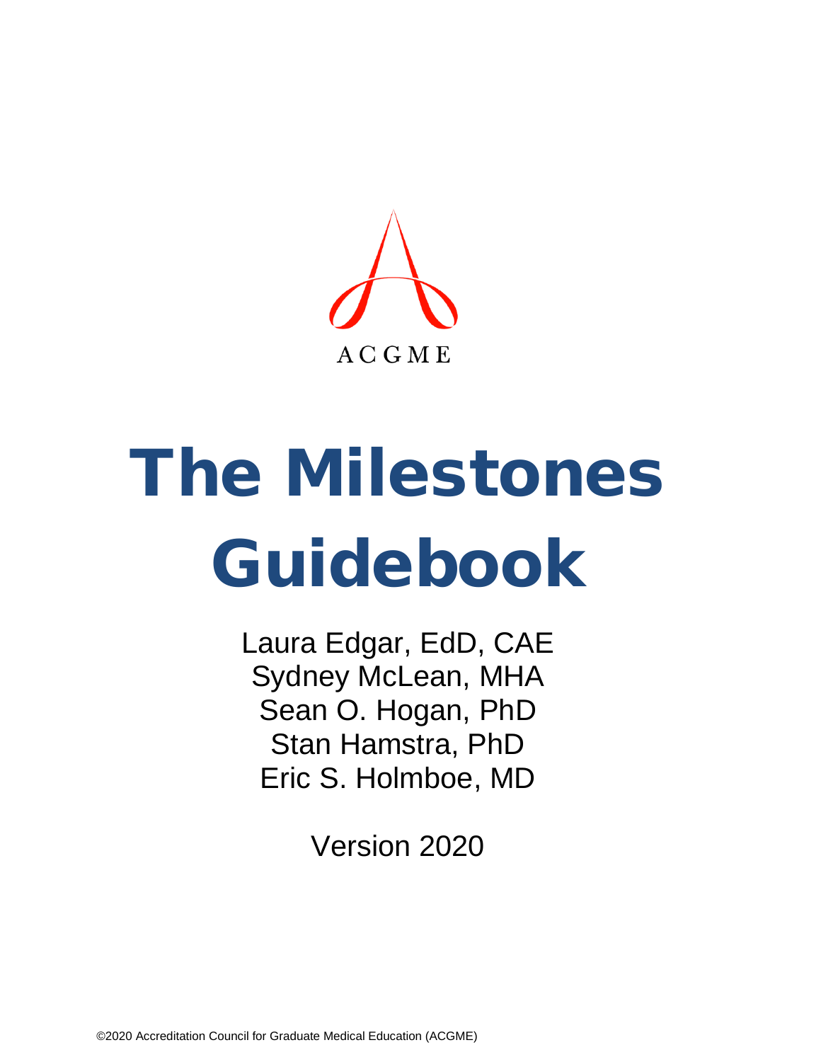ACGME

# The Milestones Guidebook

Laura Edgar, EdD, CAE
Sydney McLean, MHA
Sean O. Hogan, PhD
Stan Hamstra, PhD
Eric S. Holmboe, MD

Version 2020

©2020 Accreditation Council for Graduate Medical Education (ACGME)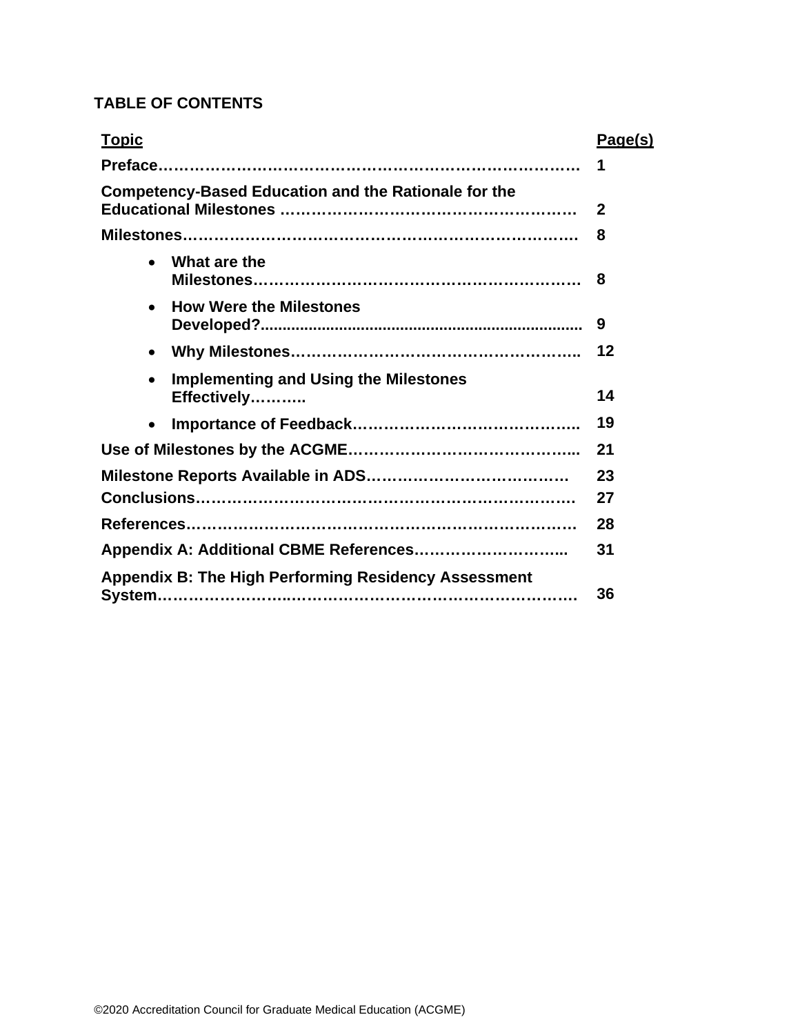## TABLE OF CONTENTS

| Topic | Page(s) |
|---|---|
| **Preface……………………………………………………………………** | **1** |
| **Competency-Based Education and the Rationale for the Educational Milestones ………………………………………………** | **2** |
| **Milestones…………………………………………………………………** | **8** |
| • **What are the Milestones………………………………………………………** | **8** |
| • **How Were the Milestones Developed?........................................................................** | **9** |
| • **Why Milestones………………………………………………..** | **12** |
| • **Implementing and Using the Milestones Effectively………..** | **14** |
| • **Importance of Feedback……………………………………..** | **19** |
| **Use of Milestones by the ACGME……………………………………...** | **21** |
| **Milestone Reports Available in ADS…………………………………** | **23** |
| **Conclusions………………………………………………………………** | **27** |
| **References…………………………………………………………………** | **28** |
| **Appendix A: Additional CBME References………………………...** | **31** |
| **Appendix B: The High Performing Residency Assessment System……………………………………………………………………….** | **36** |

©2020 Accreditation Council for Graduate Medical Education (ACGME)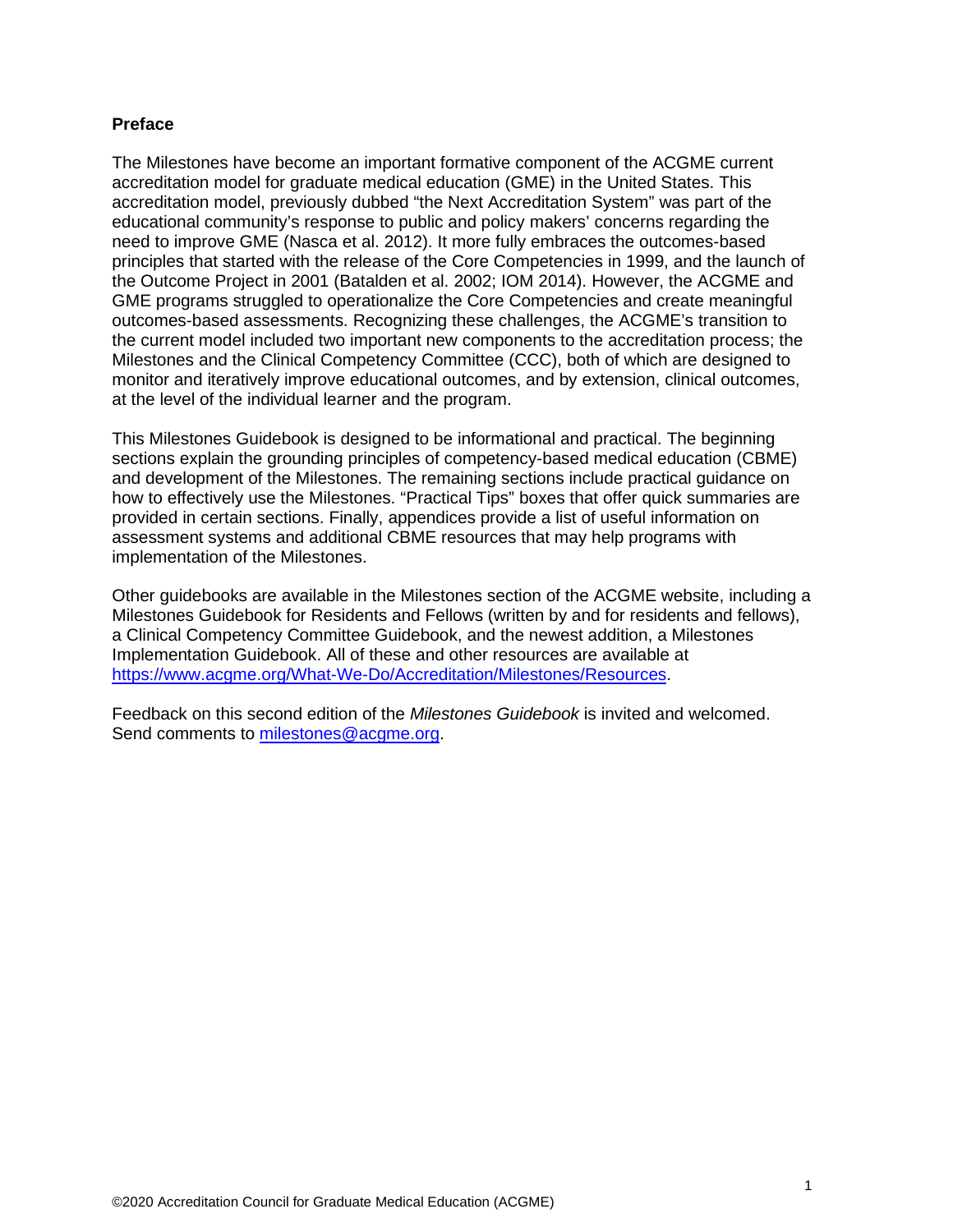## Preface

The Milestones have become an important formative component of the ACGME current accreditation model for graduate medical education (GME) in the United States. This accreditation model, previously dubbed "the Next Accreditation System" was part of the educational community's response to public and policy makers' concerns regarding the need to improve GME (Nasca et al. 2012). It more fully embraces the outcomes-based principles that started with the release of the Core Competencies in 1999, and the launch of the Outcome Project in 2001 (Batalden et al. 2002; IOM 2014). However, the ACGME and GME programs struggled to operationalize the Core Competencies and create meaningful outcomes-based assessments. Recognizing these challenges, the ACGME's transition to the current model included two important new components to the accreditation process; the Milestones and the Clinical Competency Committee (CCC), both of which are designed to monitor and iteratively improve educational outcomes, and by extension, clinical outcomes, at the level of the individual learner and the program.

This Milestones Guidebook is designed to be informational and practical. The beginning sections explain the grounding principles of competency-based medical education (CBME) and development of the Milestones. The remaining sections include practical guidance on how to effectively use the Milestones. "Practical Tips" boxes that offer quick summaries are provided in certain sections. Finally, appendices provide a list of useful information on assessment systems and additional CBME resources that may help programs with implementation of the Milestones.

Other guidebooks are available in the Milestones section of the ACGME website, including a Milestones Guidebook for Residents and Fellows (written by and for residents and fellows), a Clinical Competency Committee Guidebook, and the newest addition, a Milestones Implementation Guidebook. All of these and other resources are available at [https://www.acgme.org/What-We-Do/Accreditation/Milestones/Resources](https://www.acgme.org/What-We-Do/Accreditation/Milestones/Resources).

Feedback on this second edition of the *Milestones Guidebook* is invited and welcomed. Send comments to [milestones@acgme.org](mailto:milestones@acgme.org).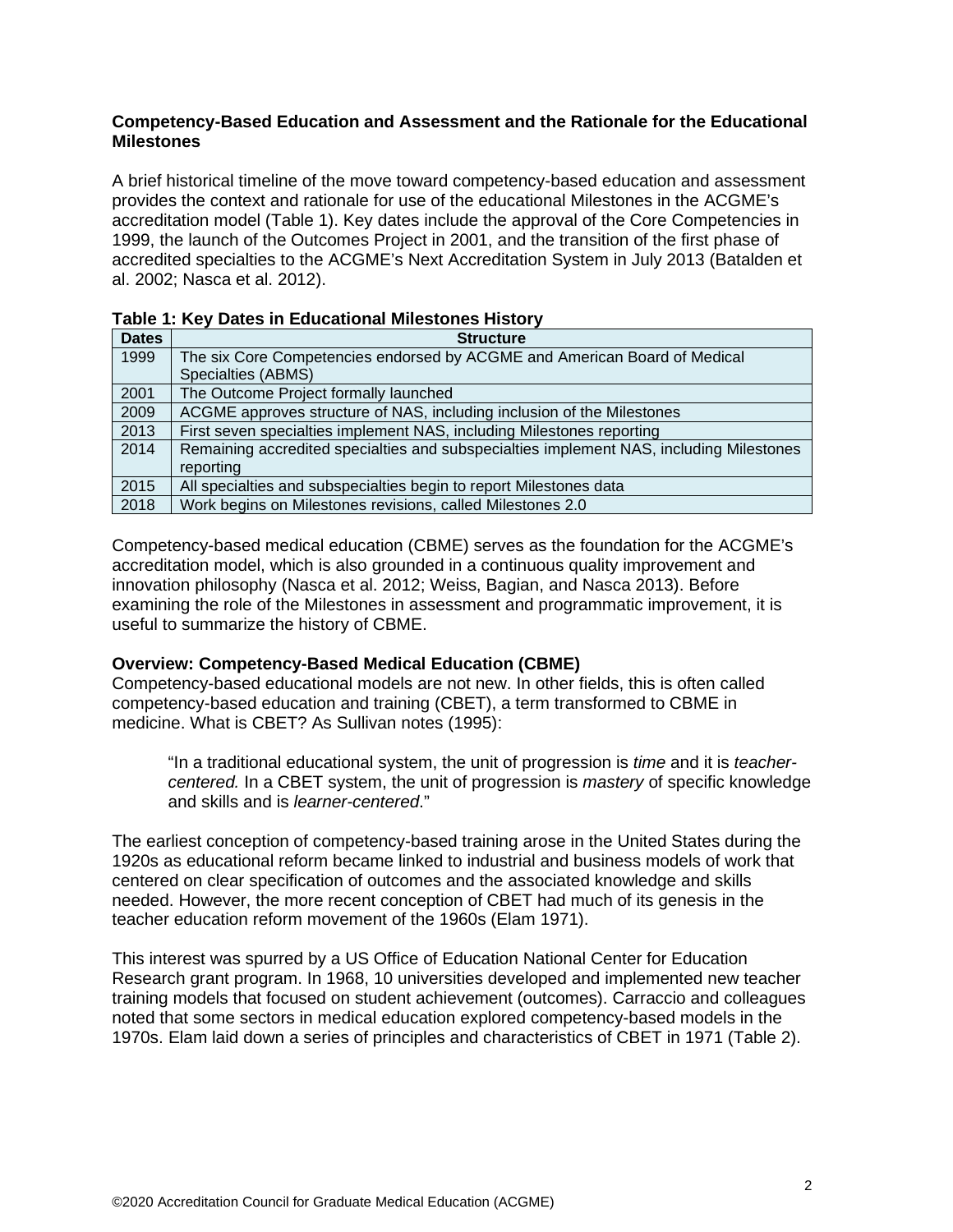**Competency-Based Education and Assessment and the Rationale for the Educational Milestones**

A brief historical timeline of the move toward competency-based education and assessment provides the context and rationale for use of the educational Milestones in the ACGME's accreditation model (Table 1). Key dates include the approval of the Core Competencies in 1999, the launch of the Outcomes Project in 2001, and the transition of the first phase of accredited specialties to the ACGME's Next Accreditation System in July 2013 (Batalden et al. 2002; Nasca et al. 2012).

**Table 1: Key Dates in Educational Milestones History**

| Dates | Structure |
|---|---|
| 1999 | The six Core Competencies endorsed by ACGME and American Board of Medical Specialties (ABMS) |
| 2001 | The Outcome Project formally launched |
| 2009 | ACGME approves structure of NAS, including inclusion of the Milestones |
| 2013 | First seven specialties implement NAS, including Milestones reporting |
| 2014 | Remaining accredited specialties and subspecialties implement NAS, including Milestones reporting |
| 2015 | All specialties and subspecialties begin to report Milestones data |
| 2018 | Work begins on Milestones revisions, called Milestones 2.0 |

Competency-based medical education (CBME) serves as the foundation for the ACGME's accreditation model, which is also grounded in a continuous quality improvement and innovation philosophy (Nasca et al. 2012; Weiss, Bagian, and Nasca 2013). Before examining the role of the Milestones in assessment and programmatic improvement, it is useful to summarize the history of CBME.

**Overview: Competency-Based Medical Education (CBME)**

Competency-based educational models are not new. In other fields, this is often called competency-based education and training (CBET), a term transformed to CBME in medicine. What is CBET? As Sullivan notes (1995):

> "In a traditional educational system, the unit of progression is *time* and it is *teacher-centered.* In a CBET system, the unit of progression is *mastery* of specific knowledge and skills and is *learner-centered*."

The earliest conception of competency-based training arose in the United States during the 1920s as educational reform became linked to industrial and business models of work that centered on clear specification of outcomes and the associated knowledge and skills needed. However, the more recent conception of CBET had much of its genesis in the teacher education reform movement of the 1960s (Elam 1971).

This interest was spurred by a US Office of Education National Center for Education Research grant program. In 1968, 10 universities developed and implemented new teacher training models that focused on student achievement (outcomes). Carraccio and colleagues noted that some sectors in medical education explored competency-based models in the 1970s. Elam laid down a series of principles and characteristics of CBET in 1971 (Table 2).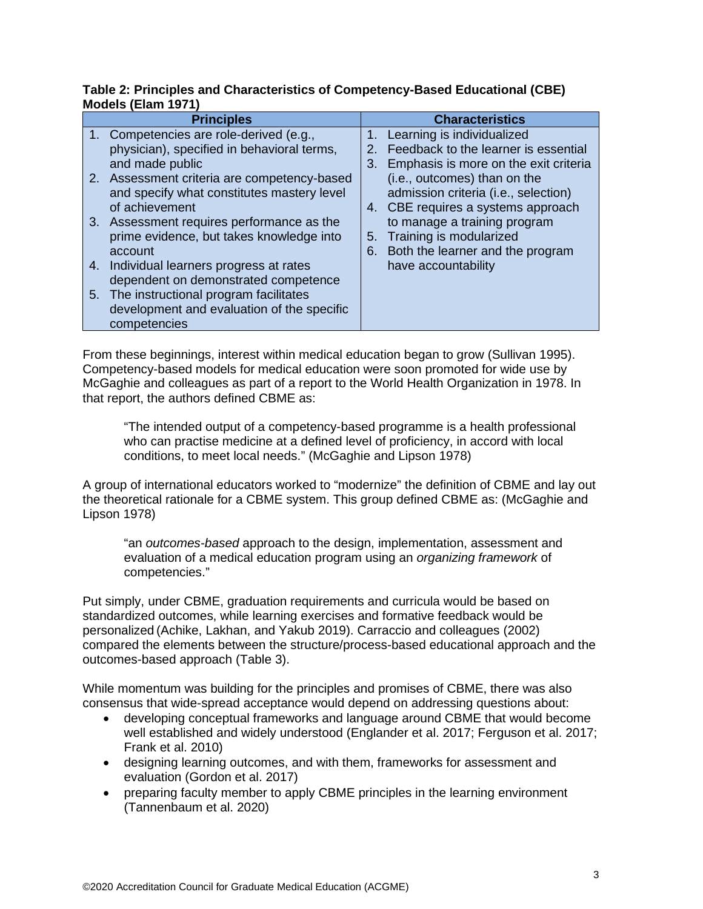**Table 2: Principles and Characteristics of Competency-Based Educational (CBE) Models (Elam 1971)**

| Principles | Characteristics |
|---|---|
| 1. Competencies are role-derived (e.g., physician), specified in behavioral terms, and made public<br>2. Assessment criteria are competency-based and specify what constitutes mastery level of achievement<br>3. Assessment requires performance as the prime evidence, but takes knowledge into account<br>4. Individual learners progress at rates dependent on demonstrated competence<br>5. The instructional program facilitates development and evaluation of the specific competencies | 1. Learning is individualized<br>2. Feedback to the learner is essential<br>3. Emphasis is more on the exit criteria (i.e., outcomes) than on the admission criteria (i.e., selection)<br>4. CBE requires a systems approach to manage a training program<br>5. Training is modularized<br>6. Both the learner and the program have accountability |

From these beginnings, interest within medical education began to grow (Sullivan 1995). Competency-based models for medical education were soon promoted for wide use by McGaghie and colleagues as part of a report to the World Health Organization in 1978. In that report, the authors defined CBME as:

> "The intended output of a competency-based programme is a health professional who can practise medicine at a defined level of proficiency, in accord with local conditions, to meet local needs." (McGaghie and Lipson 1978)

A group of international educators worked to "modernize" the definition of CBME and lay out the theoretical rationale for a CBME system. This group defined CBME as: (McGaghie and Lipson 1978)

> "an *outcomes-based* approach to the design, implementation, assessment and evaluation of a medical education program using an *organizing framework* of competencies."

Put simply, under CBME, graduation requirements and curricula would be based on standardized outcomes, while learning exercises and formative feedback would be personalized (Achike, Lakhan, and Yakub 2019). Carraccio and colleagues (2002) compared the elements between the structure/process-based educational approach and the outcomes-based approach (Table 3).

While momentum was building for the principles and promises of CBME, there was also consensus that wide-spread acceptance would depend on addressing questions about:

- developing conceptual frameworks and language around CBME that would become well established and widely understood (Englander et al. 2017; Ferguson et al. 2017; Frank et al. 2010)
- designing learning outcomes, and with them, frameworks for assessment and evaluation (Gordon et al. 2017)
- preparing faculty member to apply CBME principles in the learning environment (Tannenbaum et al. 2020)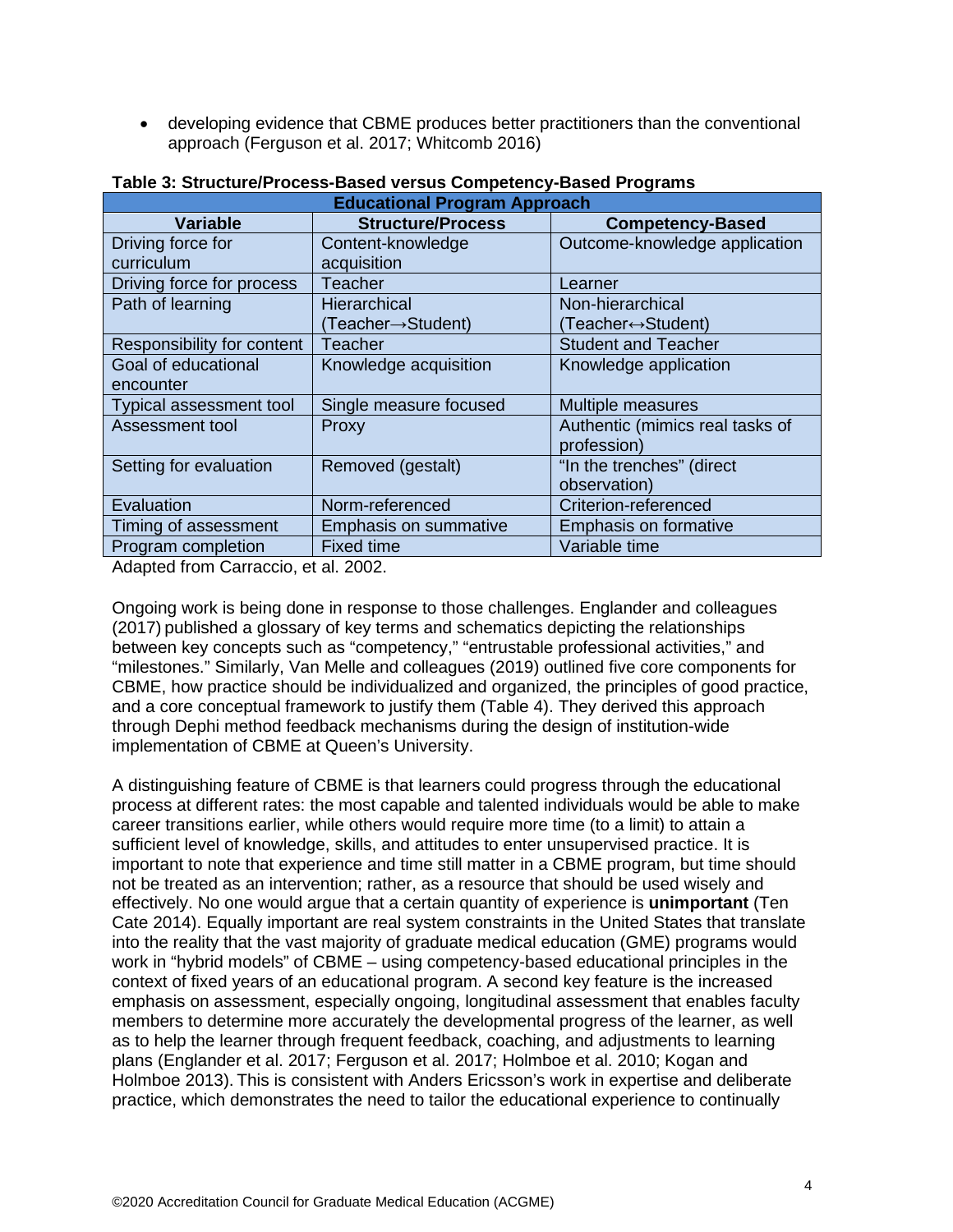- developing evidence that CBME produces better practitioners than the conventional approach (Ferguson et al. 2017; Whitcomb 2016)

**Table 3: Structure/Process-Based versus Competency-Based Programs**

| Educational Program Approach | | |
|---|---|---|
| **Variable** | **Structure/Process** | **Competency-Based** |
| Driving force for curriculum | Content-knowledge acquisition | Outcome-knowledge application |
| Driving force for process | Teacher | Learner |
| Path of learning | Hierarchical (Teacher→Student) | Non-hierarchical (Teacher↔Student) |
| Responsibility for content | Teacher | Student and Teacher |
| Goal of educational encounter | Knowledge acquisition | Knowledge application |
| Typical assessment tool | Single measure focused | Multiple measures |
| Assessment tool | Proxy | Authentic (mimics real tasks of profession) |
| Setting for evaluation | Removed (gestalt) | "In the trenches" (direct observation) |
| Evaluation | Norm-referenced | Criterion-referenced |
| Timing of assessment | Emphasis on summative | Emphasis on formative |
| Program completion | Fixed time | Variable time |

Adapted from Carraccio, et al. 2002.

Ongoing work is being done in response to those challenges. Englander and colleagues (2017) published a glossary of key terms and schematics depicting the relationships between key concepts such as "competency," "entrustable professional activities," and "milestones." Similarly, Van Melle and colleagues (2019) outlined five core components for CBME, how practice should be individualized and organized, the principles of good practice, and a core conceptual framework to justify them (Table 4). They derived this approach through Dephi method feedback mechanisms during the design of institution-wide implementation of CBME at Queen's University.

A distinguishing feature of CBME is that learners could progress through the educational process at different rates: the most capable and talented individuals would be able to make career transitions earlier, while others would require more time (to a limit) to attain a sufficient level of knowledge, skills, and attitudes to enter unsupervised practice. It is important to note that experience and time still matter in a CBME program, but time should not be treated as an intervention; rather, as a resource that should be used wisely and effectively. No one would argue that a certain quantity of experience is **unimportant** (Ten Cate 2014). Equally important are real system constraints in the United States that translate into the reality that the vast majority of graduate medical education (GME) programs would work in "hybrid models" of CBME – using competency-based educational principles in the context of fixed years of an educational program. A second key feature is the increased emphasis on assessment, especially ongoing, longitudinal assessment that enables faculty members to determine more accurately the developmental progress of the learner, as well as to help the learner through frequent feedback, coaching, and adjustments to learning plans (Englander et al. 2017; Ferguson et al. 2017; Holmboe et al. 2010; Kogan and Holmboe 2013). This is consistent with Anders Ericsson's work in expertise and deliberate practice, which demonstrates the need to tailor the educational experience to continually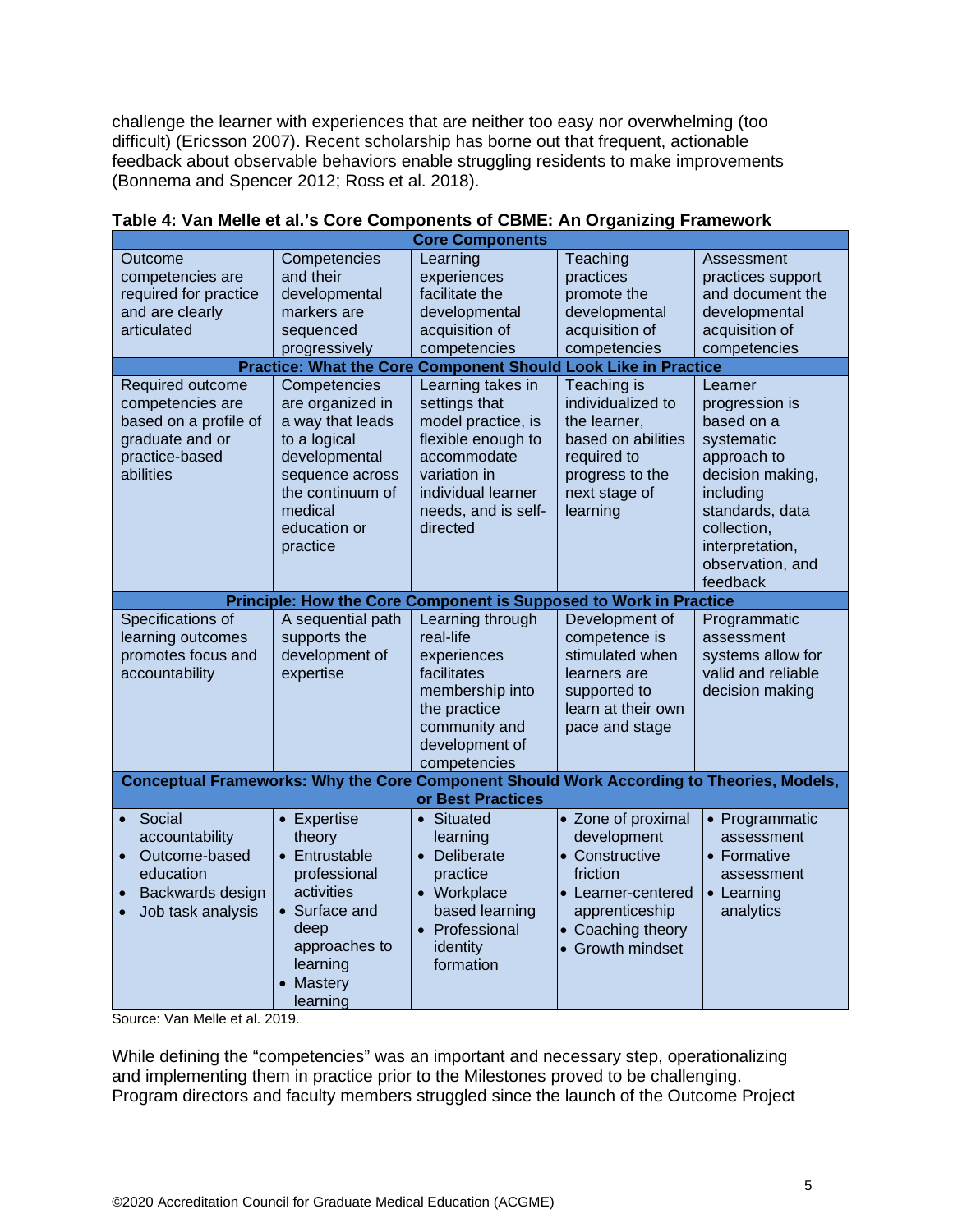challenge the learner with experiences that are neither too easy nor overwhelming (too difficult) (Ericsson 2007). Recent scholarship has borne out that frequent, actionable feedback about observable behaviors enable struggling residents to make improvements (Bonnema and Spencer 2012; Ross et al. 2018).

**Table 4: Van Melle et al.'s Core Components of CBME: An Organizing Framework**

| **Core Components** | | | | |
|---|---|---|---|---|
| Outcome competencies are required for practice and are clearly articulated | Competencies and their developmental markers are sequenced progressively | Learning experiences facilitate the developmental acquisition of competencies | Teaching practices promote the developmental acquisition of competencies | Assessment practices support and document the developmental acquisition of competencies |
| **Practice: What the Core Component Should Look Like in Practice** | | | | |
| Required outcome competencies are based on a profile of graduate and or practice-based abilities | Competencies are organized in a way that leads to a logical developmental sequence across the continuum of medical education or practice | Learning takes in settings that model practice, is flexible enough to accommodate variation in individual learner needs, and is self-directed | Teaching is individualized to the learner, based on abilities required to progress to the next stage of learning | Learner progression is based on a systematic approach to decision making, including standards, data collection, interpretation, observation, and feedback |
| **Principle: How the Core Component is Supposed to Work in Practice** | | | | |
| Specifications of learning outcomes promotes focus and accountability | A sequential path supports the development of expertise | Learning through real-life experiences facilitates membership into the practice community and development of competencies | Development of competence is stimulated when learners are supported to learn at their own pace and stage | Programmatic assessment systems allow for valid and reliable decision making |
| **Conceptual Frameworks: Why the Core Component Should Work According to Theories, Models, or Best Practices** | | | | |
| • Social accountability<br>• Outcome-based education<br>• Backwards design<br>• Job task analysis | • Expertise theory<br>• Entrustable professional activities<br>• Surface and deep approaches to learning<br>• Mastery learning | • Situated learning<br>• Deliberate practice<br>• Workplace based learning<br>• Professional identity formation | • Zone of proximal development<br>• Constructive friction<br>• Learner-centered apprenticeship<br>• Coaching theory<br>• Growth mindset | • Programmatic assessment<br>• Formative assessment<br>• Learning analytics |

Source: Van Melle et al. 2019.

While defining the "competencies" was an important and necessary step, operationalizing and implementing them in practice prior to the Milestones proved to be challenging. Program directors and faculty members struggled since the launch of the Outcome Project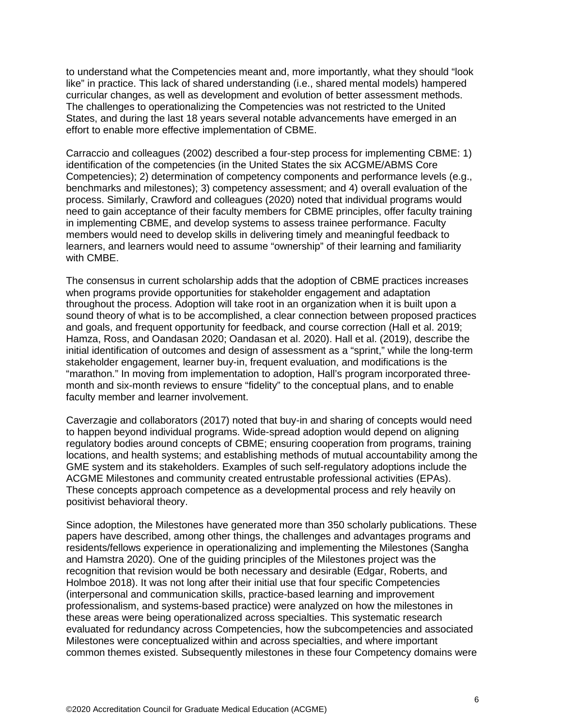to understand what the Competencies meant and, more importantly, what they should "look like" in practice. This lack of shared understanding (i.e., shared mental models) hampered curricular changes, as well as development and evolution of better assessment methods. The challenges to operationalizing the Competencies was not restricted to the United States, and during the last 18 years several notable advancements have emerged in an effort to enable more effective implementation of CBME.

Carraccio and colleagues (2002) described a four-step process for implementing CBME: 1) identification of the competencies (in the United States the six ACGME/ABMS Core Competencies); 2) determination of competency components and performance levels (e.g., benchmarks and milestones); 3) competency assessment; and 4) overall evaluation of the process. Similarly, Crawford and colleagues (2020) noted that individual programs would need to gain acceptance of their faculty members for CBME principles, offer faculty training in implementing CBME, and develop systems to assess trainee performance. Faculty members would need to develop skills in delivering timely and meaningful feedback to learners, and learners would need to assume "ownership" of their learning and familiarity with CMBE.

The consensus in current scholarship adds that the adoption of CBME practices increases when programs provide opportunities for stakeholder engagement and adaptation throughout the process. Adoption will take root in an organization when it is built upon a sound theory of what is to be accomplished, a clear connection between proposed practices and goals, and frequent opportunity for feedback, and course correction (Hall et al. 2019; Hamza, Ross, and Oandasan 2020; Oandasan et al. 2020). Hall et al. (2019), describe the initial identification of outcomes and design of assessment as a "sprint," while the long-term stakeholder engagement, learner buy-in, frequent evaluation, and modifications is the "marathon." In moving from implementation to adoption, Hall's program incorporated three-month and six-month reviews to ensure "fidelity" to the conceptual plans, and to enable faculty member and learner involvement.

Caverzagie and collaborators (2017) noted that buy-in and sharing of concepts would need to happen beyond individual programs. Wide-spread adoption would depend on aligning regulatory bodies around concepts of CBME; ensuring cooperation from programs, training locations, and health systems; and establishing methods of mutual accountability among the GME system and its stakeholders. Examples of such self-regulatory adoptions include the ACGME Milestones and community created entrustable professional activities (EPAs). These concepts approach competence as a developmental process and rely heavily on positivist behavioral theory.

Since adoption, the Milestones have generated more than 350 scholarly publications. These papers have described, among other things, the challenges and advantages programs and residents/fellows experience in operationalizing and implementing the Milestones (Sangha and Hamstra 2020). One of the guiding principles of the Milestones project was the recognition that revision would be both necessary and desirable (Edgar, Roberts, and Holmboe 2018). It was not long after their initial use that four specific Competencies (interpersonal and communication skills, practice-based learning and improvement professionalism, and systems-based practice) were analyzed on how the milestones in these areas were being operationalized across specialties. This systematic research evaluated for redundancy across Competencies, how the subcompetencies and associated Milestones were conceptualized within and across specialties, and where important common themes existed. Subsequently milestones in these four Competency domains were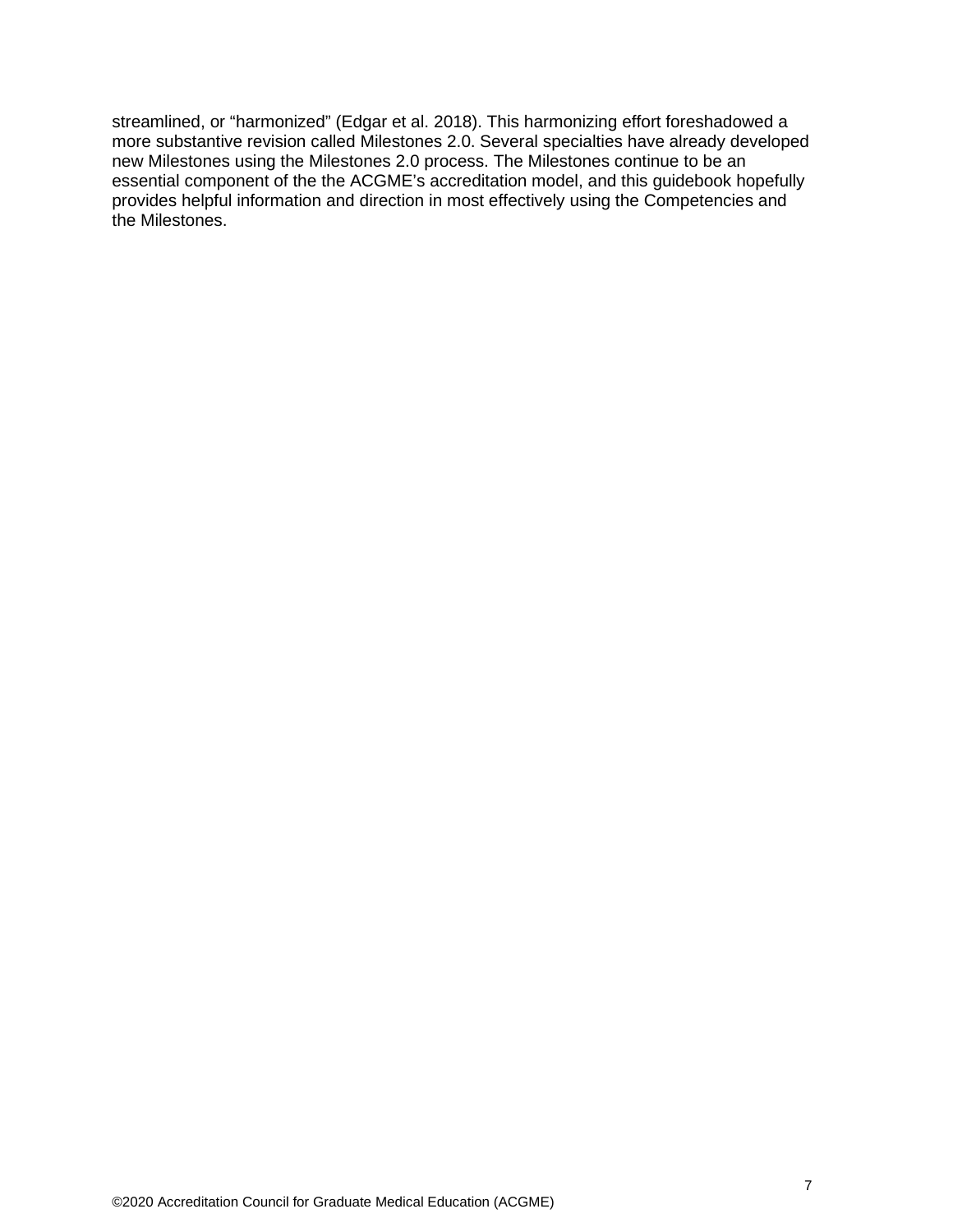streamlined, or “harmonized” (Edgar et al. 2018). This harmonizing effort foreshadowed a more substantive revision called Milestones 2.0. Several specialties have already developed new Milestones using the Milestones 2.0 process. The Milestones continue to be an essential component of the the ACGME’s accreditation model, and this guidebook hopefully provides helpful information and direction in most effectively using the Competencies and the Milestones.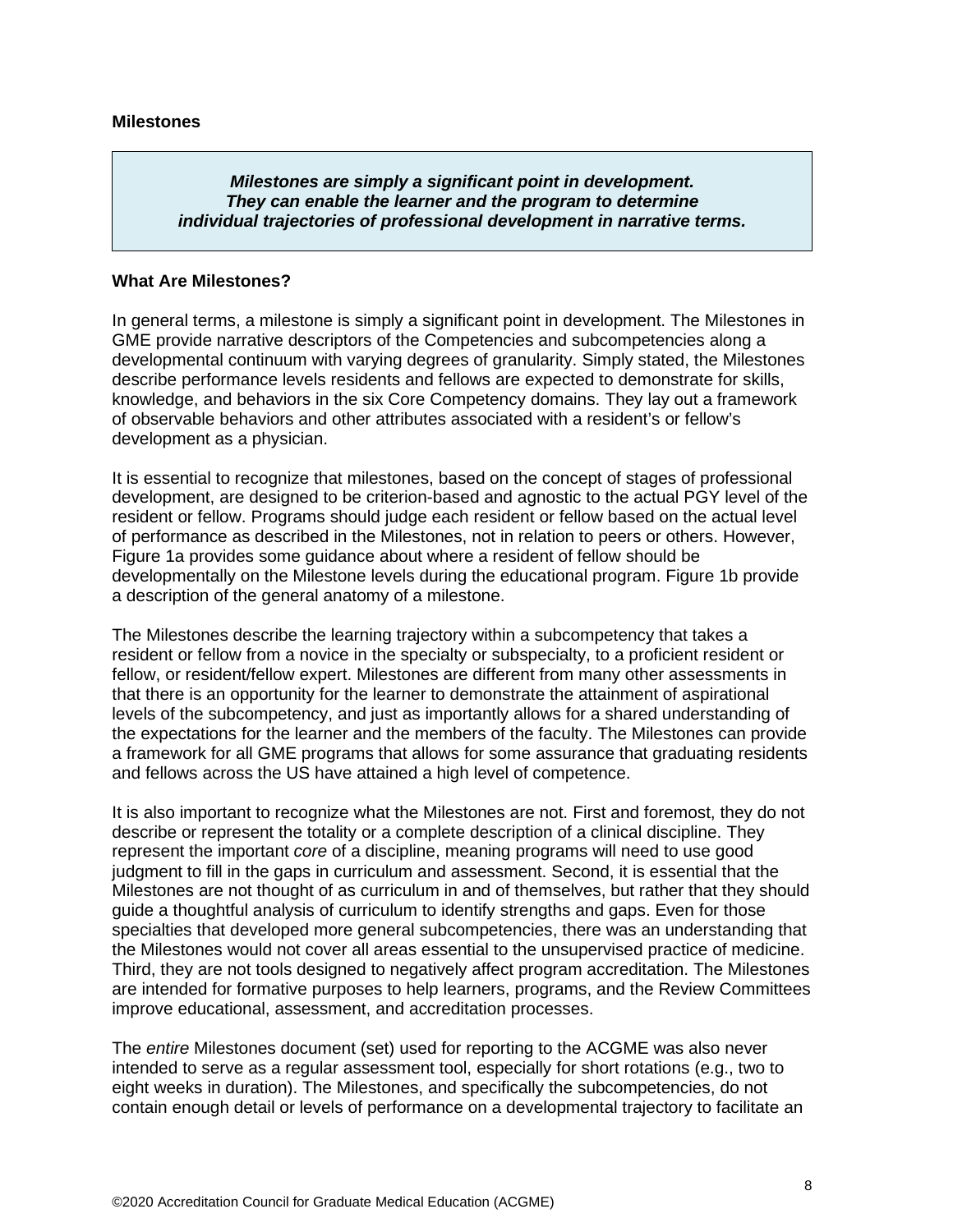**Milestones**

> ***Milestones are simply a significant point in development.***
> ***They can enable the learner and the program to determine***
> ***individual trajectories of professional development in narrative terms.***

**What Are Milestones?**

In general terms, a milestone is simply a significant point in development. The Milestones in GME provide narrative descriptors of the Competencies and subcompetencies along a developmental continuum with varying degrees of granularity. Simply stated, the Milestones describe performance levels residents and fellows are expected to demonstrate for skills, knowledge, and behaviors in the six Core Competency domains. They lay out a framework of observable behaviors and other attributes associated with a resident's or fellow's development as a physician.

It is essential to recognize that milestones, based on the concept of stages of professional development, are designed to be criterion-based and agnostic to the actual PGY level of the resident or fellow. Programs should judge each resident or fellow based on the actual level of performance as described in the Milestones, not in relation to peers or others. However, Figure 1a provides some guidance about where a resident of fellow should be developmentally on the Milestone levels during the educational program. Figure 1b provide a description of the general anatomy of a milestone.

The Milestones describe the learning trajectory within a subcompetency that takes a resident or fellow from a novice in the specialty or subspecialty, to a proficient resident or fellow, or resident/fellow expert. Milestones are different from many other assessments in that there is an opportunity for the learner to demonstrate the attainment of aspirational levels of the subcompetency, and just as importantly allows for a shared understanding of the expectations for the learner and the members of the faculty. The Milestones can provide a framework for all GME programs that allows for some assurance that graduating residents and fellows across the US have attained a high level of competence.

It is also important to recognize what the Milestones are not. First and foremost, they do not describe or represent the totality or a complete description of a clinical discipline. They represent the important *core* of a discipline, meaning programs will need to use good judgment to fill in the gaps in curriculum and assessment. Second, it is essential that the Milestones are not thought of as curriculum in and of themselves, but rather that they should guide a thoughtful analysis of curriculum to identify strengths and gaps. Even for those specialties that developed more general subcompetencies, there was an understanding that the Milestones would not cover all areas essential to the unsupervised practice of medicine. Third, they are not tools designed to negatively affect program accreditation. The Milestones are intended for formative purposes to help learners, programs, and the Review Committees improve educational, assessment, and accreditation processes.

The *entire* Milestones document (set) used for reporting to the ACGME was also never intended to serve as a regular assessment tool, especially for short rotations (e.g., two to eight weeks in duration). The Milestones, and specifically the subcompetencies, do not contain enough detail or levels of performance on a developmental trajectory to facilitate an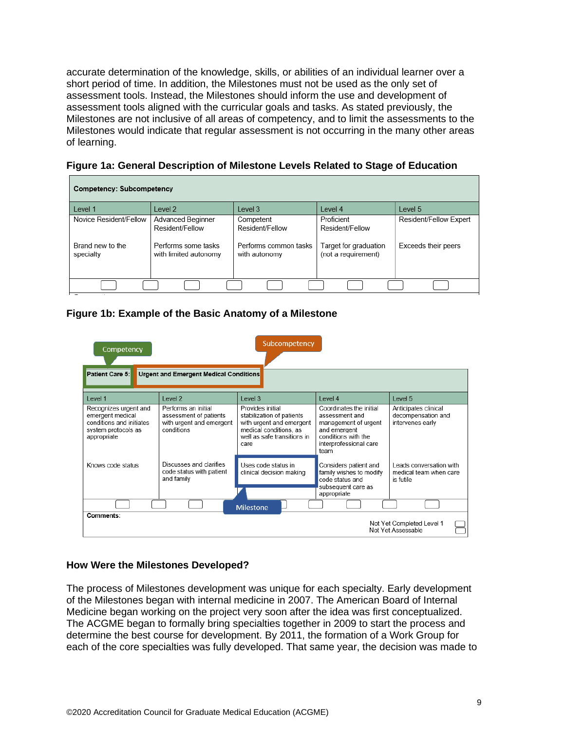accurate determination of the knowledge, skills, or abilities of an individual learner over a short period of time. In addition, the Milestones must not be used as the only set of assessment tools. Instead, the Milestones should inform the use and development of assessment tools aligned with the curricular goals and tasks. As stated previously, the Milestones are not inclusive of all areas of competency, and to limit the assessments to the Milestones would indicate that regular assessment is not occurring in the many other areas of learning.

**Figure 1a: General Description of Milestone Levels Related to Stage of Education**

| Competency: Subcompetency | | | | |
|---|---|---|---|---|
| Level 1 | Level 2 | Level 3 | Level 4 | Level 5 |
| Novice Resident/Fellow<br><br>Brand new to the specialty | Advanced Beginner Resident/Fellow<br><br>Performs some tasks with limited autonomy | Competent Resident/Fellow<br><br>Performs common tasks with autonomy | Proficient Resident/Fellow<br><br>Target for graduation (not a requirement) | Resident/Fellow Expert<br><br>Exceeds their peers |

**Figure 1b: Example of the Basic Anatomy of a Milestone**

Competency | Subcompetency

| Patient Care 5: Urgent and Emergent Medical Conditions | | | | |
|---|---|---|---|---|
| Level 1 | Level 2 | Level 3 | Level 4 | Level 5 |
| Recognizes urgent and emergent medical conditions and initiates system protocols as appropriate | Performs an initial assessment of patients with urgent and emergent conditions | Provides initial stabilization of patients with urgent and emergent medical conditions, as well as safe transitions in care | Coordinates the initial assessment and management of urgent and emergent conditions with the interprofessional care team | Anticipates clinical decompensation and intervenes early |
| Knows code status | Discusses and clarifies code status with patient and family | Uses code status in clinical decision making | Considers patient and family wishes to modify code status and subsequent care as appropriate | Leads conversation with medical team when care is futile |

Milestone

**Comments:**

Not Yet Completed Level 1
Not Yet Assessable

### How Were the Milestones Developed?

The process of Milestones development was unique for each specialty. Early development of the Milestones began with internal medicine in 2007. The American Board of Internal Medicine began working on the project very soon after the idea was first conceptualized. The ACGME began to formally bring specialties together in 2009 to start the process and determine the best course for development. By 2011, the formation of a Work Group for each of the core specialties was fully developed. That same year, the decision was made to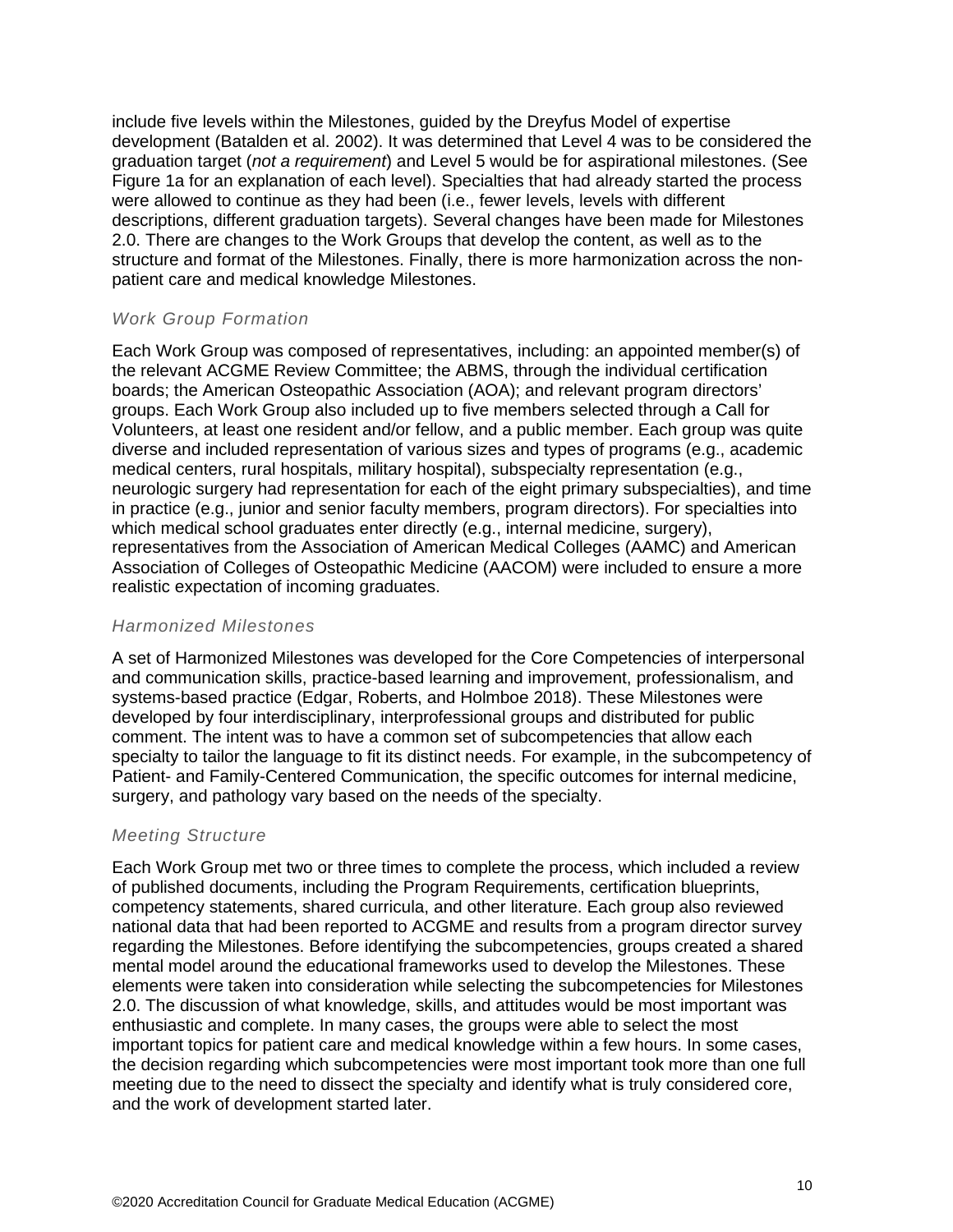include five levels within the Milestones, guided by the Dreyfus Model of expertise development (Batalden et al. 2002). It was determined that Level 4 was to be considered the graduation target (*not a requirement*) and Level 5 would be for aspirational milestones. (See Figure 1a for an explanation of each level). Specialties that had already started the process were allowed to continue as they had been (i.e., fewer levels, levels with different descriptions, different graduation targets). Several changes have been made for Milestones 2.0. There are changes to the Work Groups that develop the content, as well as to the structure and format of the Milestones. Finally, there is more harmonization across the non-patient care and medical knowledge Milestones.

### *Work Group Formation*

Each Work Group was composed of representatives, including: an appointed member(s) of the relevant ACGME Review Committee; the ABMS, through the individual certification boards; the American Osteopathic Association (AOA); and relevant program directors' groups. Each Work Group also included up to five members selected through a Call for Volunteers, at least one resident and/or fellow, and a public member. Each group was quite diverse and included representation of various sizes and types of programs (e.g., academic medical centers, rural hospitals, military hospital), subspecialty representation (e.g., neurologic surgery had representation for each of the eight primary subspecialties), and time in practice (e.g., junior and senior faculty members, program directors). For specialties into which medical school graduates enter directly (e.g., internal medicine, surgery), representatives from the Association of American Medical Colleges (AAMC) and American Association of Colleges of Osteopathic Medicine (AACOM) were included to ensure a more realistic expectation of incoming graduates.

### *Harmonized Milestones*

A set of Harmonized Milestones was developed for the Core Competencies of interpersonal and communication skills, practice-based learning and improvement, professionalism, and systems-based practice (Edgar, Roberts, and Holmboe 2018). These Milestones were developed by four interdisciplinary, interprofessional groups and distributed for public comment. The intent was to have a common set of subcompetencies that allow each specialty to tailor the language to fit its distinct needs. For example, in the subcompetency of Patient- and Family-Centered Communication, the specific outcomes for internal medicine, surgery, and pathology vary based on the needs of the specialty.

### *Meeting Structure*

Each Work Group met two or three times to complete the process, which included a review of published documents, including the Program Requirements, certification blueprints, competency statements, shared curricula, and other literature. Each group also reviewed national data that had been reported to ACGME and results from a program director survey regarding the Milestones. Before identifying the subcompetencies, groups created a shared mental model around the educational frameworks used to develop the Milestones. These elements were taken into consideration while selecting the subcompetencies for Milestones 2.0. The discussion of what knowledge, skills, and attitudes would be most important was enthusiastic and complete. In many cases, the groups were able to select the most important topics for patient care and medical knowledge within a few hours. In some cases, the decision regarding which subcompetencies were most important took more than one full meeting due to the need to dissect the specialty and identify what is truly considered core, and the work of development started later.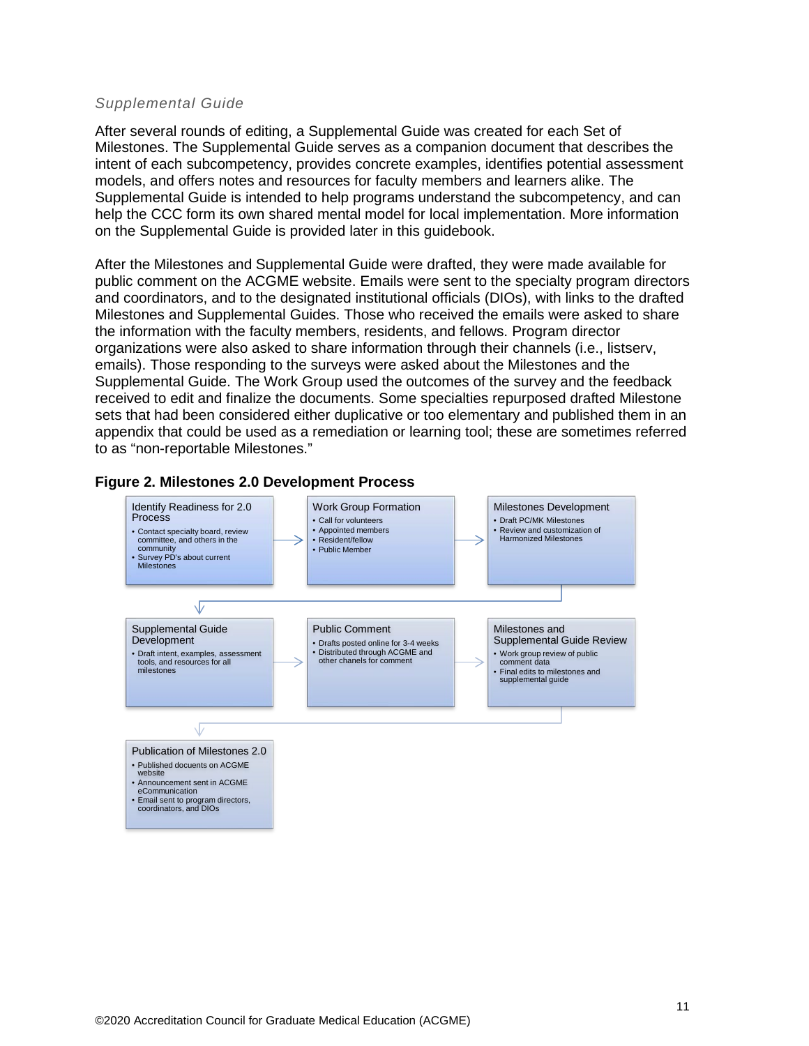### *Supplemental Guide*

After several rounds of editing, a Supplemental Guide was created for each Set of Milestones. The Supplemental Guide serves as a companion document that describes the intent of each subcompetency, provides concrete examples, identifies potential assessment models, and offers notes and resources for faculty members and learners alike. The Supplemental Guide is intended to help programs understand the subcompetency, and can help the CCC form its own shared mental model for local implementation. More information on the Supplemental Guide is provided later in this guidebook.

After the Milestones and Supplemental Guide were drafted, they were made available for public comment on the ACGME website. Emails were sent to the specialty program directors and coordinators, and to the designated institutional officials (DIOs), with links to the drafted Milestones and Supplemental Guides. Those who received the emails were asked to share the information with the faculty members, residents, and fellows. Program director organizations were also asked to share information through their channels (i.e., listserv, emails). Those responding to the surveys were asked about the Milestones and the Supplemental Guide. The Work Group used the outcomes of the survey and the feedback received to edit and finalize the documents. Some specialties repurposed drafted Milestone sets that had been considered either duplicative or too elementary and published them in an appendix that could be used as a remediation or learning tool; these are sometimes referred to as "non-reportable Milestones."

**Figure 2. Milestones 2.0 Development Process**

**Identify Readiness for 2.0 Process**
- Contact specialty board, review committee, and others in the community
- Survey PD's about current Milestones

→ **Work Group Formation**
- Call for volunteers
- Appointed members
- Resident/fellow
- Public Member

→ **Milestones Development**
- Draft PC/MK Milestones
- Review and customization of Harmonized Milestones

→ **Supplemental Guide Development**
- Draft intent, examples, assessment tools, and resources for all milestones

→ **Public Comment**
- Drafts posted online for 3-4 weeks
- Distributed through ACGME and other chanels for comment

→ **Milestones and Supplemental Guide Review**
- Work group review of public comment data
- Final edits to milestones and supplemental guide

→ **Publication of Milestones 2.0**
- Published docuents on ACGME website
- Announcement sent in ACGME eCommunication
- Email sent to program directors, coordinators, and DIOs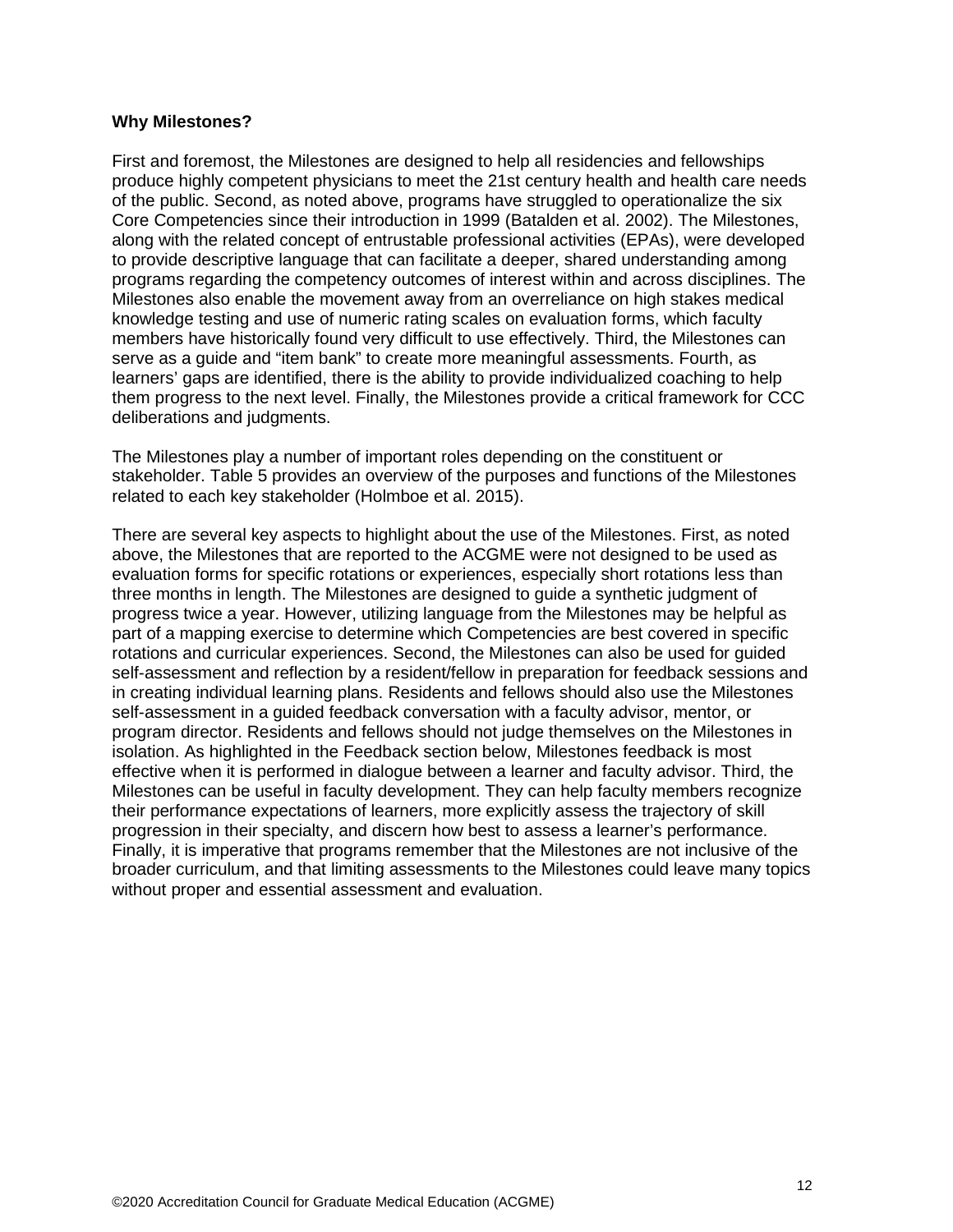**Why Milestones?**

First and foremost, the Milestones are designed to help all residencies and fellowships produce highly competent physicians to meet the 21st century health and health care needs of the public. Second, as noted above, programs have struggled to operationalize the six Core Competencies since their introduction in 1999 (Batalden et al. 2002). The Milestones, along with the related concept of entrustable professional activities (EPAs), were developed to provide descriptive language that can facilitate a deeper, shared understanding among programs regarding the competency outcomes of interest within and across disciplines. The Milestones also enable the movement away from an overreliance on high stakes medical knowledge testing and use of numeric rating scales on evaluation forms, which faculty members have historically found very difficult to use effectively. Third, the Milestones can serve as a guide and "item bank" to create more meaningful assessments. Fourth, as learners' gaps are identified, there is the ability to provide individualized coaching to help them progress to the next level. Finally, the Milestones provide a critical framework for CCC deliberations and judgments.

The Milestones play a number of important roles depending on the constituent or stakeholder. Table 5 provides an overview of the purposes and functions of the Milestones related to each key stakeholder (Holmboe et al. 2015).

There are several key aspects to highlight about the use of the Milestones. First, as noted above, the Milestones that are reported to the ACGME were not designed to be used as evaluation forms for specific rotations or experiences, especially short rotations less than three months in length. The Milestones are designed to guide a synthetic judgment of progress twice a year. However, utilizing language from the Milestones may be helpful as part of a mapping exercise to determine which Competencies are best covered in specific rotations and curricular experiences. Second, the Milestones can also be used for guided self-assessment and reflection by a resident/fellow in preparation for feedback sessions and in creating individual learning plans. Residents and fellows should also use the Milestones self-assessment in a guided feedback conversation with a faculty advisor, mentor, or program director. Residents and fellows should not judge themselves on the Milestones in isolation. As highlighted in the Feedback section below, Milestones feedback is most effective when it is performed in dialogue between a learner and faculty advisor. Third, the Milestones can be useful in faculty development. They can help faculty members recognize their performance expectations of learners, more explicitly assess the trajectory of skill progression in their specialty, and discern how best to assess a learner's performance. Finally, it is imperative that programs remember that the Milestones are not inclusive of the broader curriculum, and that limiting assessments to the Milestones could leave many topics without proper and essential assessment and evaluation.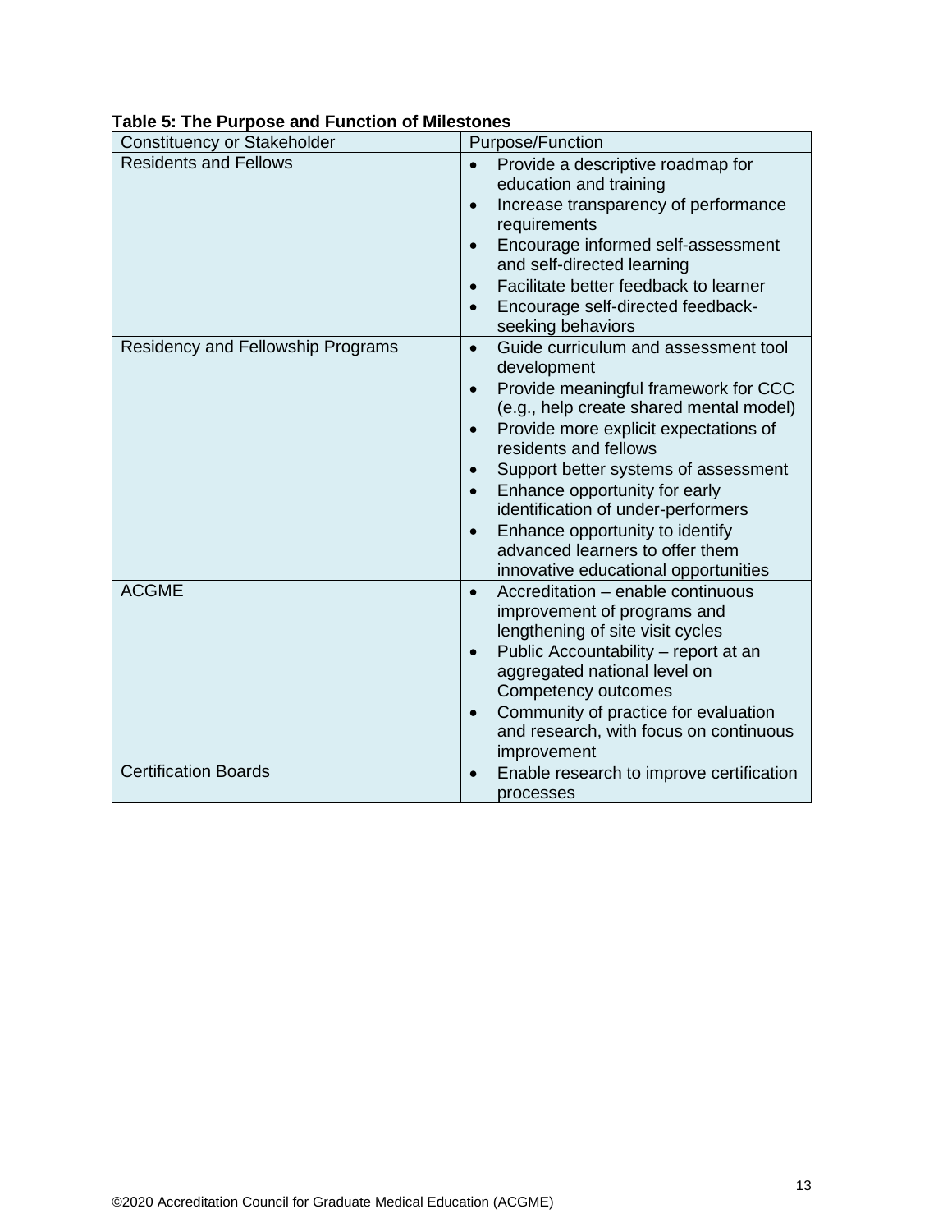**Table 5: The Purpose and Function of Milestones**

| Constituency or Stakeholder | Purpose/Function |
| --- | --- |
| Residents and Fellows | • Provide a descriptive roadmap for education and training<br>• Increase transparency of performance requirements<br>• Encourage informed self-assessment and self-directed learning<br>• Facilitate better feedback to learner<br>• Encourage self-directed feedback-seeking behaviors |
| Residency and Fellowship Programs | • Guide curriculum and assessment tool development<br>• Provide meaningful framework for CCC (e.g., help create shared mental model)<br>• Provide more explicit expectations of residents and fellows<br>• Support better systems of assessment<br>• Enhance opportunity for early identification of under-performers<br>• Enhance opportunity to identify advanced learners to offer them innovative educational opportunities |
| ACGME | • Accreditation – enable continuous improvement of programs and lengthening of site visit cycles<br>• Public Accountability – report at an aggregated national level on Competency outcomes<br>• Community of practice for evaluation and research, with focus on continuous improvement |
| Certification Boards | • Enable research to improve certification processes |

©2020 Accreditation Council for Graduate Medical Education (ACGME)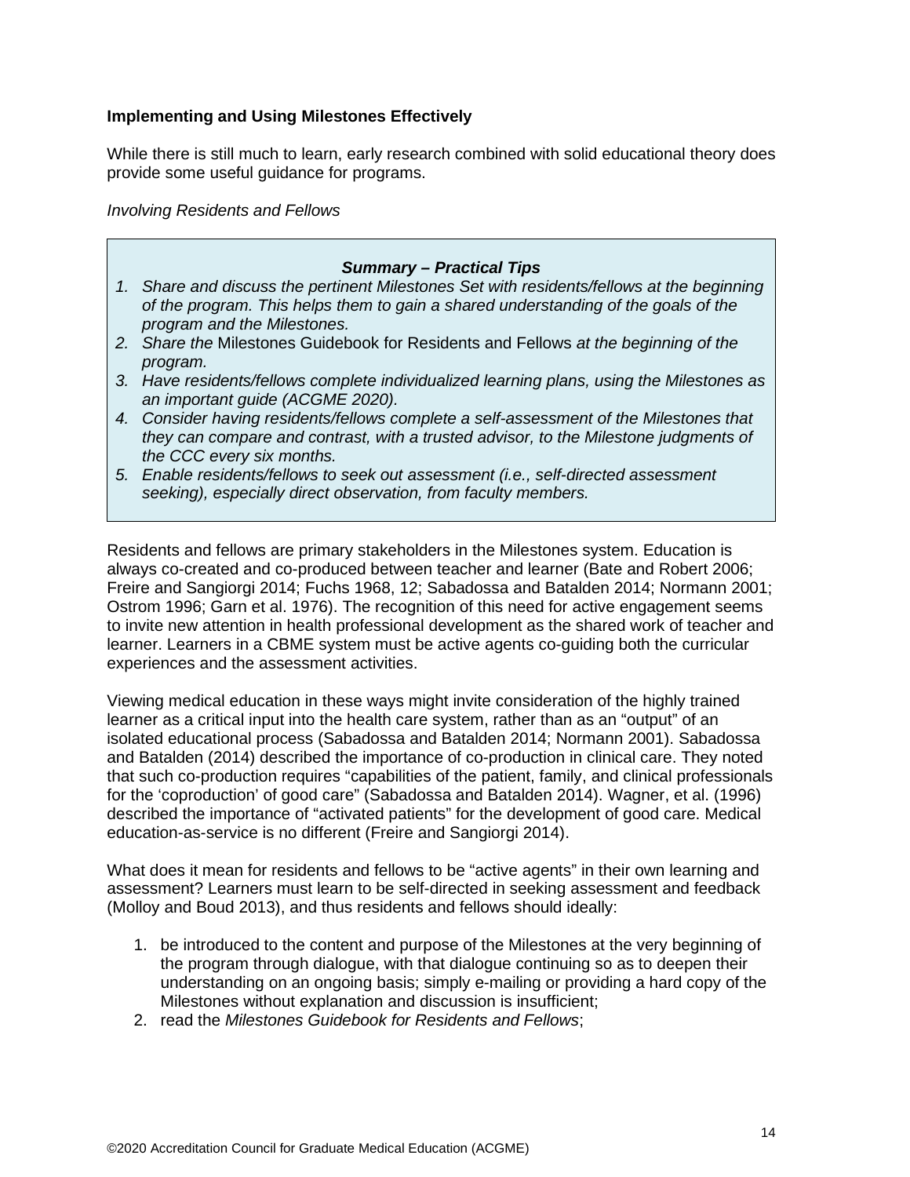**Implementing and Using Milestones Effectively**

While there is still much to learn, early research combined with solid educational theory does provide some useful guidance for programs.

*Involving Residents and Fellows*

> ***Summary – Practical Tips***
>
> 1. *Share and discuss the pertinent Milestones Set with residents/fellows at the beginning of the program. This helps them to gain a shared understanding of the goals of the program and the Milestones.*
> 2. *Share the* Milestones Guidebook for Residents and Fellows *at the beginning of the program.*
> 3. *Have residents/fellows complete individualized learning plans, using the Milestones as an important guide (ACGME 2020).*
> 4. *Consider having residents/fellows complete a self-assessment of the Milestones that they can compare and contrast, with a trusted advisor, to the Milestone judgments of the CCC every six months.*
> 5. *Enable residents/fellows to seek out assessment (i.e., self-directed assessment seeking), especially direct observation, from faculty members.*

Residents and fellows are primary stakeholders in the Milestones system. Education is always co-created and co-produced between teacher and learner (Bate and Robert 2006; Freire and Sangiorgi 2014; Fuchs 1968, 12; Sabadossa and Batalden 2014; Normann 2001; Ostrom 1996; Garn et al. 1976). The recognition of this need for active engagement seems to invite new attention in health professional development as the shared work of teacher and learner. Learners in a CBME system must be active agents co-guiding both the curricular experiences and the assessment activities.

Viewing medical education in these ways might invite consideration of the highly trained learner as a critical input into the health care system, rather than as an "output" of an isolated educational process (Sabadossa and Batalden 2014; Normann 2001). Sabadossa and Batalden (2014) described the importance of co-production in clinical care. They noted that such co-production requires "capabilities of the patient, family, and clinical professionals for the 'coproduction' of good care" (Sabadossa and Batalden 2014). Wagner, et al. (1996) described the importance of "activated patients" for the development of good care. Medical education-as-service is no different (Freire and Sangiorgi 2014).

What does it mean for residents and fellows to be "active agents" in their own learning and assessment? Learners must learn to be self-directed in seeking assessment and feedback (Molloy and Boud 2013), and thus residents and fellows should ideally:

1. be introduced to the content and purpose of the Milestones at the very beginning of the program through dialogue, with that dialogue continuing so as to deepen their understanding on an ongoing basis; simply e-mailing or providing a hard copy of the Milestones without explanation and discussion is insufficient;
2. read the *Milestones Guidebook for Residents and Fellows*;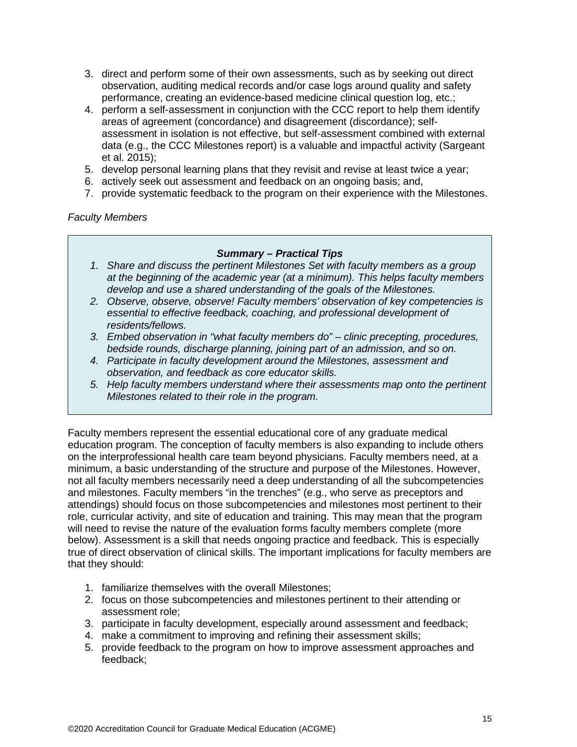3. direct and perform some of their own assessments, such as by seeking out direct observation, auditing medical records and/or case logs around quality and safety performance, creating an evidence-based medicine clinical question log, etc.;
4. perform a self-assessment in conjunction with the CCC report to help them identify areas of agreement (concordance) and disagreement (discordance); self-assessment in isolation is not effective, but self-assessment combined with external data (e.g., the CCC Milestones report) is a valuable and impactful activity (Sargeant et al. 2015);
5. develop personal learning plans that they revisit and revise at least twice a year;
6. actively seek out assessment and feedback on an ongoing basis; and,
7. provide systematic feedback to the program on their experience with the Milestones.

*Faculty Members*

> ***Summary – Practical Tips***
>
> 1. *Share and discuss the pertinent Milestones Set with faculty members as a group at the beginning of the academic year (at a minimum). This helps faculty members develop and use a shared understanding of the goals of the Milestones.*
> 2. *Observe, observe, observe! Faculty members' observation of key competencies is essential to effective feedback, coaching, and professional development of residents/fellows.*
> 3. *Embed observation in "what faculty members do" – clinic precepting, procedures, bedside rounds, discharge planning, joining part of an admission, and so on.*
> 4. *Participate in faculty development around the Milestones, assessment and observation, and feedback as core educator skills.*
> 5. *Help faculty members understand where their assessments map onto the pertinent Milestones related to their role in the program.*

Faculty members represent the essential educational core of any graduate medical education program. The conception of faculty members is also expanding to include others on the interprofessional health care team beyond physicians. Faculty members need, at a minimum, a basic understanding of the structure and purpose of the Milestones. However, not all faculty members necessarily need a deep understanding of all the subcompetencies and milestones. Faculty members "in the trenches" (e.g., who serve as preceptors and attendings) should focus on those subcompetencies and milestones most pertinent to their role, curricular activity, and site of education and training. This may mean that the program will need to revise the nature of the evaluation forms faculty members complete (more below). Assessment is a skill that needs ongoing practice and feedback. This is especially true of direct observation of clinical skills. The important implications for faculty members are that they should:

1. familiarize themselves with the overall Milestones;
2. focus on those subcompetencies and milestones pertinent to their attending or assessment role;
3. participate in faculty development, especially around assessment and feedback;
4. make a commitment to improving and refining their assessment skills;
5. provide feedback to the program on how to improve assessment approaches and feedback;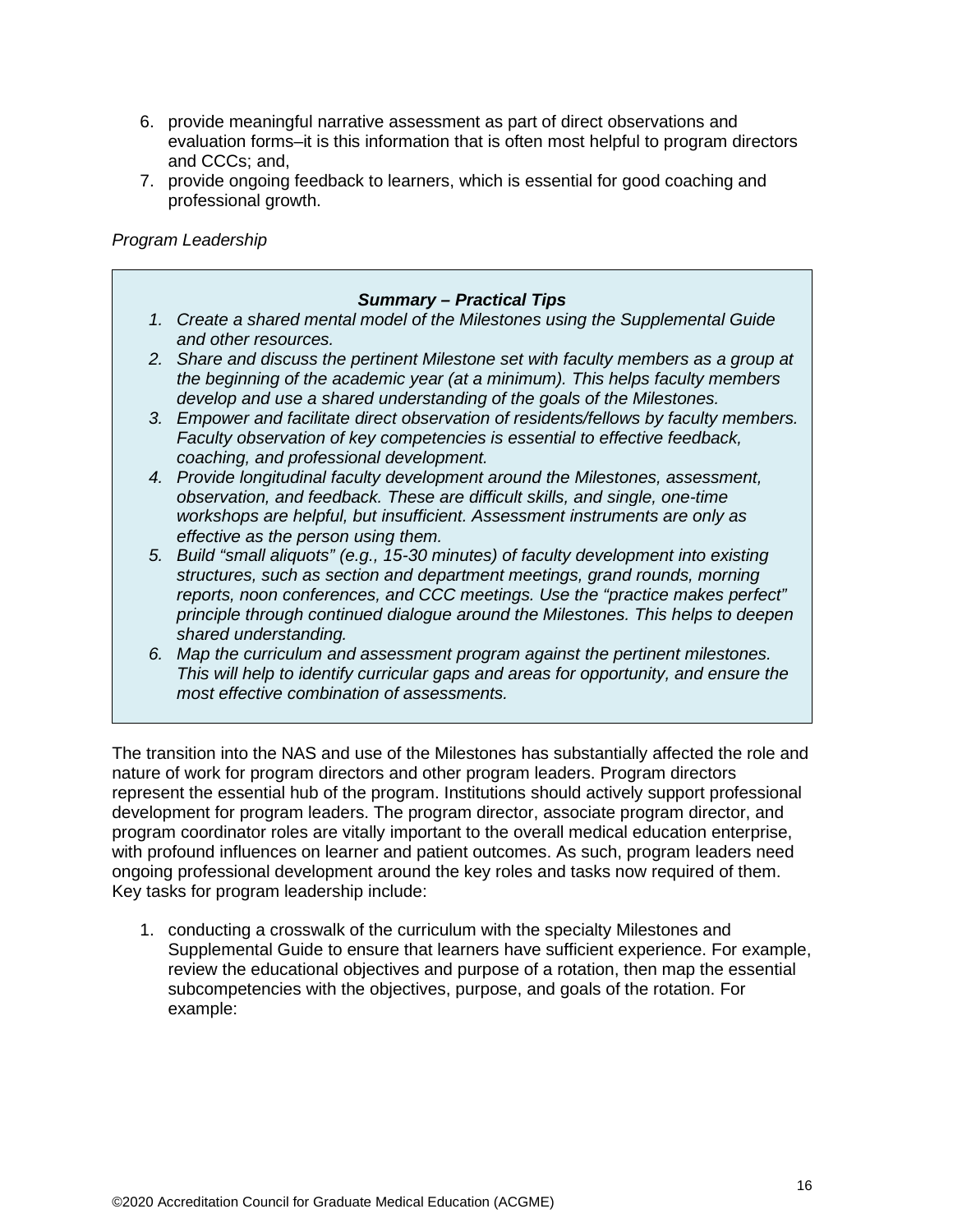6. provide meaningful narrative assessment as part of direct observations and evaluation forms–it is this information that is often most helpful to program directors and CCCs; and,
7. provide ongoing feedback to learners, which is essential for good coaching and professional growth.

*Program Leadership*

> ***Summary – Practical Tips***
>
> 1. *Create a shared mental model of the Milestones using the Supplemental Guide and other resources.*
> 2. *Share and discuss the pertinent Milestone set with faculty members as a group at the beginning of the academic year (at a minimum). This helps faculty members develop and use a shared understanding of the goals of the Milestones.*
> 3. *Empower and facilitate direct observation of residents/fellows by faculty members. Faculty observation of key competencies is essential to effective feedback, coaching, and professional development.*
> 4. *Provide longitudinal faculty development around the Milestones, assessment, observation, and feedback. These are difficult skills, and single, one-time workshops are helpful, but insufficient. Assessment instruments are only as effective as the person using them.*
> 5. *Build "small aliquots" (e.g., 15-30 minutes) of faculty development into existing structures, such as section and department meetings, grand rounds, morning reports, noon conferences, and CCC meetings. Use the "practice makes perfect" principle through continued dialogue around the Milestones. This helps to deepen shared understanding.*
> 6. *Map the curriculum and assessment program against the pertinent milestones. This will help to identify curricular gaps and areas for opportunity, and ensure the most effective combination of assessments.*

The transition into the NAS and use of the Milestones has substantially affected the role and nature of work for program directors and other program leaders. Program directors represent the essential hub of the program. Institutions should actively support professional development for program leaders. The program director, associate program director, and program coordinator roles are vitally important to the overall medical education enterprise, with profound influences on learner and patient outcomes. As such, program leaders need ongoing professional development around the key roles and tasks now required of them. Key tasks for program leadership include:

1. conducting a crosswalk of the curriculum with the specialty Milestones and Supplemental Guide to ensure that learners have sufficient experience. For example, review the educational objectives and purpose of a rotation, then map the essential subcompetencies with the objectives, purpose, and goals of the rotation. For example: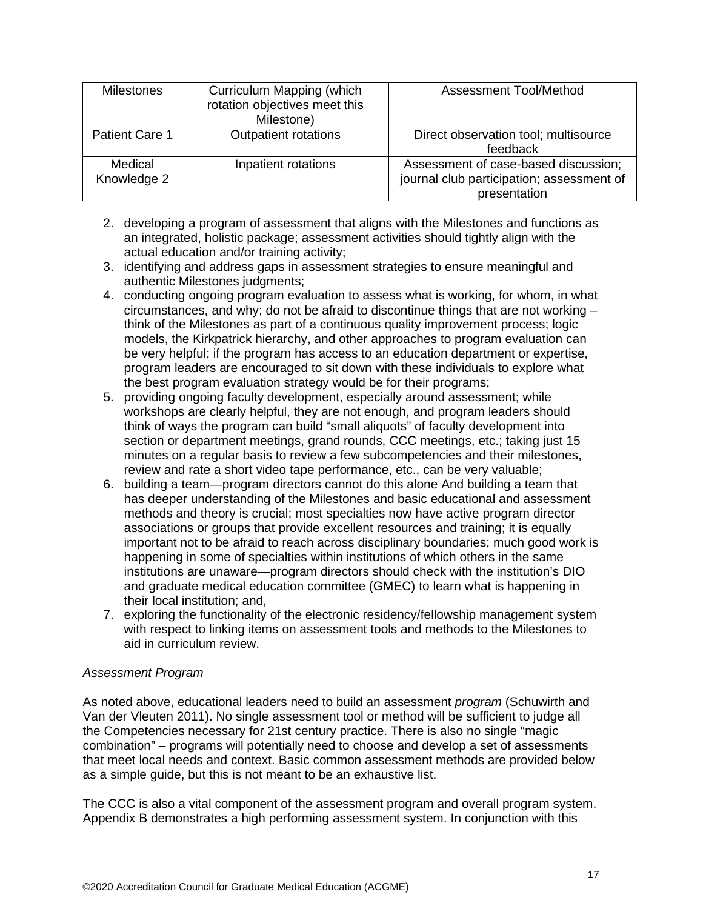| Milestones | Curriculum Mapping (which rotation objectives meet this Milestone) | Assessment Tool/Method |
|---|---|---|
| Patient Care 1 | Outpatient rotations | Direct observation tool; multisource feedback |
| Medical Knowledge 2 | Inpatient rotations | Assessment of case-based discussion; journal club participation; assessment of presentation |

2. developing a program of assessment that aligns with the Milestones and functions as an integrated, holistic package; assessment activities should tightly align with the actual education and/or training activity;
3. identifying and address gaps in assessment strategies to ensure meaningful and authentic Milestones judgments;
4. conducting ongoing program evaluation to assess what is working, for whom, in what circumstances, and why; do not be afraid to discontinue things that are not working – think of the Milestones as part of a continuous quality improvement process; logic models, the Kirkpatrick hierarchy, and other approaches to program evaluation can be very helpful; if the program has access to an education department or expertise, program leaders are encouraged to sit down with these individuals to explore what the best program evaluation strategy would be for their programs;
5. providing ongoing faculty development, especially around assessment; while workshops are clearly helpful, they are not enough, and program leaders should think of ways the program can build "small aliquots" of faculty development into section or department meetings, grand rounds, CCC meetings, etc.; taking just 15 minutes on a regular basis to review a few subcompetencies and their milestones, review and rate a short video tape performance, etc., can be very valuable;
6. building a team—program directors cannot do this alone And building a team that has deeper understanding of the Milestones and basic educational and assessment methods and theory is crucial; most specialties now have active program director associations or groups that provide excellent resources and training; it is equally important not to be afraid to reach across disciplinary boundaries; much good work is happening in some of specialties within institutions of which others in the same institutions are unaware—program directors should check with the institution's DIO and graduate medical education committee (GMEC) to learn what is happening in their local institution; and,
7. exploring the functionality of the electronic residency/fellowship management system with respect to linking items on assessment tools and methods to the Milestones to aid in curriculum review.

*Assessment Program*

As noted above, educational leaders need to build an assessment *program* (Schuwirth and Van der Vleuten 2011). No single assessment tool or method will be sufficient to judge all the Competencies necessary for 21st century practice. There is also no single "magic combination" – programs will potentially need to choose and develop a set of assessments that meet local needs and context. Basic common assessment methods are provided below as a simple guide, but this is not meant to be an exhaustive list.

The CCC is also a vital component of the assessment program and overall program system. Appendix B demonstrates a high performing assessment system. In conjunction with this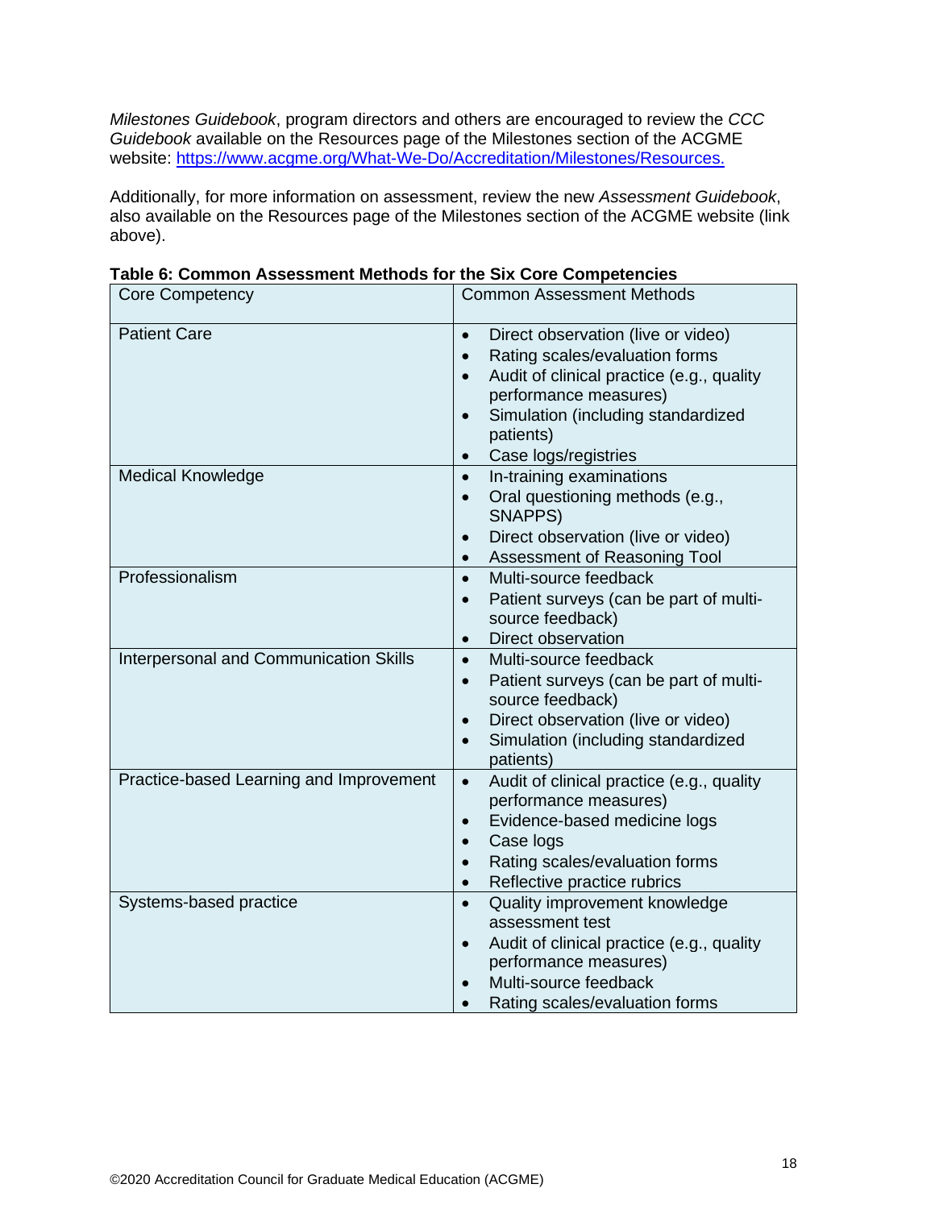*Milestones Guidebook*, program directors and others are encouraged to review the *CCC Guidebook* available on the Resources page of the Milestones section of the ACGME website: [https://www.acgme.org/What-We-Do/Accreditation/Milestones/Resources.](https://www.acgme.org/What-We-Do/Accreditation/Milestones/Resources)

Additionally, for more information on assessment, review the new *Assessment Guidebook*, also available on the Resources page of the Milestones section of the ACGME website (link above).

**Table 6: Common Assessment Methods for the Six Core Competencies**

| Core Competency | Common Assessment Methods |
| --- | --- |
| Patient Care | • Direct observation (live or video)<br>• Rating scales/evaluation forms<br>• Audit of clinical practice (e.g., quality performance measures)<br>• Simulation (including standardized patients)<br>• Case logs/registries |
| Medical Knowledge | • In-training examinations<br>• Oral questioning methods (e.g., SNAPPS)<br>• Direct observation (live or video)<br>• Assessment of Reasoning Tool |
| Professionalism | • Multi-source feedback<br>• Patient surveys (can be part of multi-source feedback)<br>• Direct observation |
| Interpersonal and Communication Skills | • Multi-source feedback<br>• Patient surveys (can be part of multi-source feedback)<br>• Direct observation (live or video)<br>• Simulation (including standardized patients) |
| Practice-based Learning and Improvement | • Audit of clinical practice (e.g., quality performance measures)<br>• Evidence-based medicine logs<br>• Case logs<br>• Rating scales/evaluation forms<br>• Reflective practice rubrics |
| Systems-based practice | • Quality improvement knowledge assessment test<br>• Audit of clinical practice (e.g., quality performance measures)<br>• Multi-source feedback<br>• Rating scales/evaluation forms |

©2020 Accreditation Council for Graduate Medical Education (ACGME)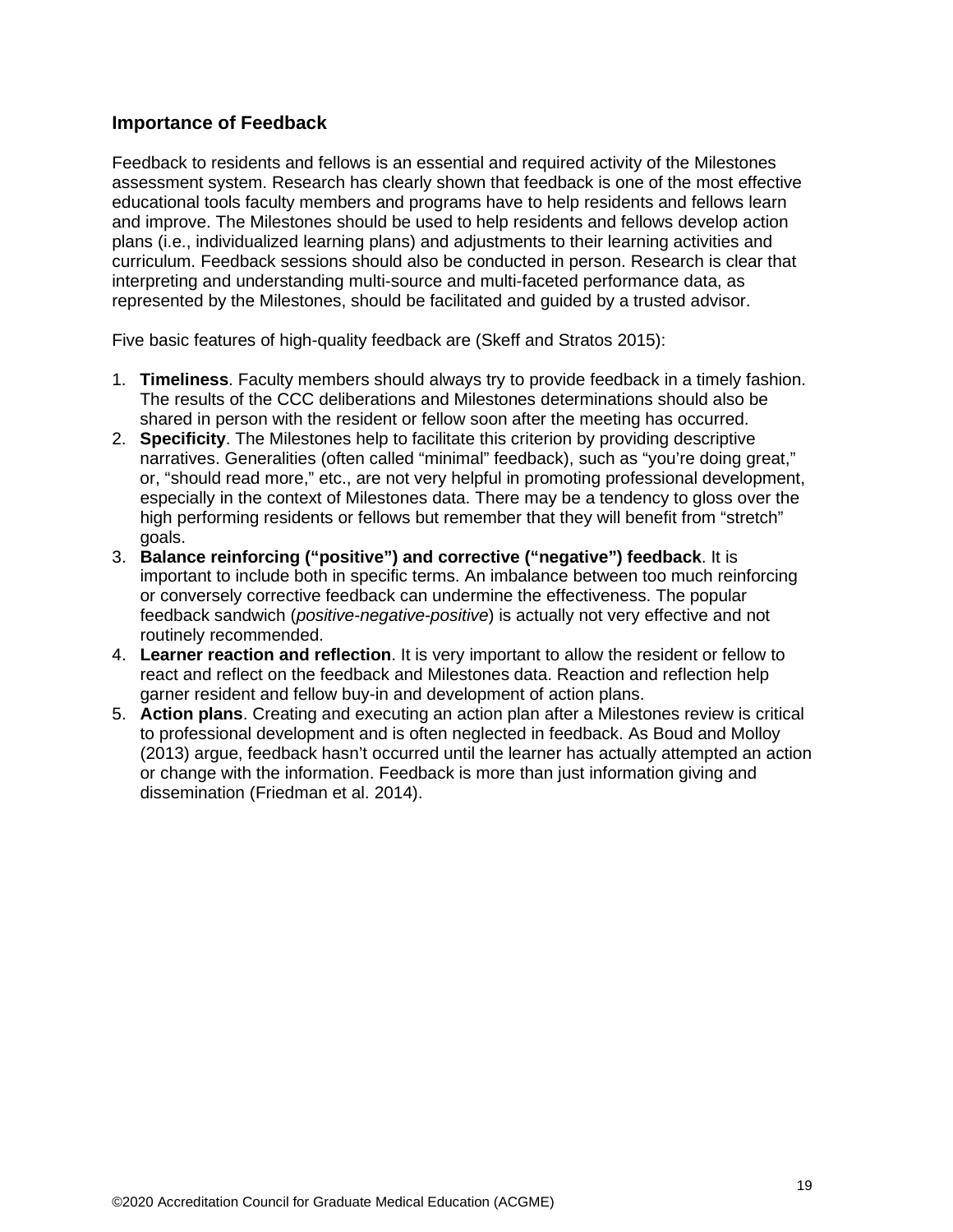## Importance of Feedback

Feedback to residents and fellows is an essential and required activity of the Milestones assessment system. Research has clearly shown that feedback is one of the most effective educational tools faculty members and programs have to help residents and fellows learn and improve. The Milestones should be used to help residents and fellows develop action plans (i.e., individualized learning plans) and adjustments to their learning activities and curriculum. Feedback sessions should also be conducted in person. Research is clear that interpreting and understanding multi-source and multi-faceted performance data, as represented by the Milestones, should be facilitated and guided by a trusted advisor.

Five basic features of high-quality feedback are (Skeff and Stratos 2015):

1. **Timeliness**. Faculty members should always try to provide feedback in a timely fashion. The results of the CCC deliberations and Milestones determinations should also be shared in person with the resident or fellow soon after the meeting has occurred.
2. **Specificity**. The Milestones help to facilitate this criterion by providing descriptive narratives. Generalities (often called "minimal" feedback), such as "you're doing great," or, "should read more," etc., are not very helpful in promoting professional development, especially in the context of Milestones data. There may be a tendency to gloss over the high performing residents or fellows but remember that they will benefit from "stretch" goals.
3. **Balance reinforcing ("positive") and corrective ("negative") feedback**. It is important to include both in specific terms. An imbalance between too much reinforcing or conversely corrective feedback can undermine the effectiveness. The popular feedback sandwich (*positive-negative-positive*) is actually not very effective and not routinely recommended.
4. **Learner reaction and reflection**. It is very important to allow the resident or fellow to react and reflect on the feedback and Milestones data. Reaction and reflection help garner resident and fellow buy-in and development of action plans.
5. **Action plans**. Creating and executing an action plan after a Milestones review is critical to professional development and is often neglected in feedback. As Boud and Molloy (2013) argue, feedback hasn't occurred until the learner has actually attempted an action or change with the information. Feedback is more than just information giving and dissemination (Friedman et al. 2014).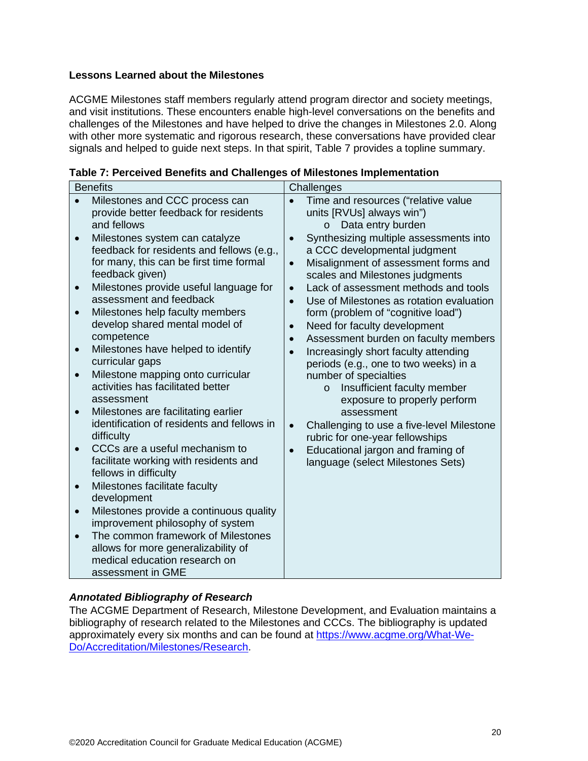**Lessons Learned about the Milestones**

ACGME Milestones staff members regularly attend program director and society meetings, and visit institutions. These encounters enable high-level conversations on the benefits and challenges of the Milestones and have helped to drive the changes in Milestones 2.0. Along with other more systematic and rigorous research, these conversations have provided clear signals and helped to guide next steps. In that spirit, Table 7 provides a topline summary.

**Table 7: Perceived Benefits and Challenges of Milestones Implementation**

| Benefits | Challenges |
|---|---|
| • Milestones and CCC process can provide better feedback for residents and fellows<br>• Milestones system can catalyze feedback for residents and fellows (e.g., for many, this can be first time formal feedback given)<br>• Milestones provide useful language for assessment and feedback<br>• Milestones help faculty members develop shared mental model of competence<br>• Milestones have helped to identify curricular gaps<br>• Milestone mapping onto curricular activities has facilitated better assessment<br>• Milestones are facilitating earlier identification of residents and fellows in difficulty<br>• CCCs are a useful mechanism to facilitate working with residents and fellows in difficulty<br>• Milestones facilitate faculty development<br>• Milestones provide a continuous quality improvement philosophy of system<br>• The common framework of Milestones allows for more generalizability of medical education research on assessment in GME | • Time and resources ("relative value units [RVUs] always win")<br>  o Data entry burden<br>• Synthesizing multiple assessments into a CCC developmental judgment<br>• Misalignment of assessment forms and scales and Milestones judgments<br>• Lack of assessment methods and tools<br>• Use of Milestones as rotation evaluation form (problem of "cognitive load")<br>• Need for faculty development<br>• Assessment burden on faculty members<br>• Increasingly short faculty attending periods (e.g., one to two weeks) in a number of specialties<br>  o Insufficient faculty member exposure to properly perform assessment<br>• Challenging to use a five-level Milestone rubric for one-year fellowships<br>• Educational jargon and framing of language (select Milestones Sets) |

***Annotated Bibliography of Research***

The ACGME Department of Research, Milestone Development, and Evaluation maintains a bibliography of research related to the Milestones and CCCs. The bibliography is updated approximately every six months and can be found at https://www.acgme.org/What-We-Do/Accreditation/Milestones/Research.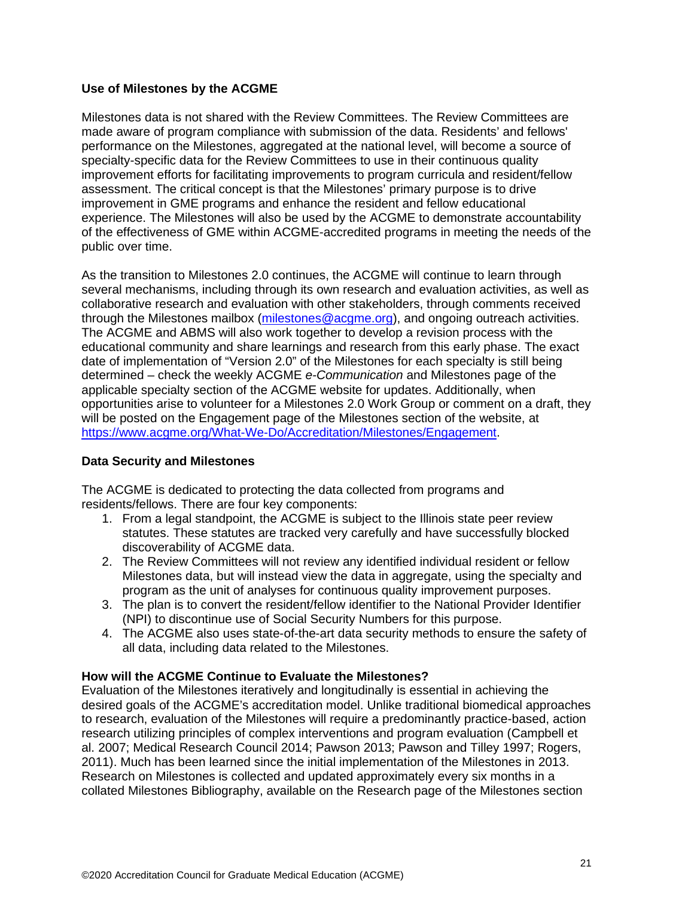### Use of Milestones by the ACGME

Milestones data is not shared with the Review Committees. The Review Committees are made aware of program compliance with submission of the data. Residents' and fellows' performance on the Milestones, aggregated at the national level, will become a source of specialty-specific data for the Review Committees to use in their continuous quality improvement efforts for facilitating improvements to program curricula and resident/fellow assessment. The critical concept is that the Milestones' primary purpose is to drive improvement in GME programs and enhance the resident and fellow educational experience. The Milestones will also be used by the ACGME to demonstrate accountability of the effectiveness of GME within ACGME-accredited programs in meeting the needs of the public over time.

As the transition to Milestones 2.0 continues, the ACGME will continue to learn through several mechanisms, including through its own research and evaluation activities, as well as collaborative research and evaluation with other stakeholders, through comments received through the Milestones mailbox (milestones@acgme.org), and ongoing outreach activities. The ACGME and ABMS will also work together to develop a revision process with the educational community and share learnings and research from this early phase. The exact date of implementation of "Version 2.0" of the Milestones for each specialty is still being determined – check the weekly ACGME *e-Communication* and Milestones page of the applicable specialty section of the ACGME website for updates. Additionally, when opportunities arise to volunteer for a Milestones 2.0 Work Group or comment on a draft, they will be posted on the Engagement page of the Milestones section of the website, at https://www.acgme.org/What-We-Do/Accreditation/Milestones/Engagement.

### Data Security and Milestones

The ACGME is dedicated to protecting the data collected from programs and residents/fellows. There are four key components:

1. From a legal standpoint, the ACGME is subject to the Illinois state peer review statutes. These statutes are tracked very carefully and have successfully blocked discoverability of ACGME data.
2. The Review Committees will not review any identified individual resident or fellow Milestones data, but will instead view the data in aggregate, using the specialty and program as the unit of analyses for continuous quality improvement purposes.
3. The plan is to convert the resident/fellow identifier to the National Provider Identifier (NPI) to discontinue use of Social Security Numbers for this purpose.
4. The ACGME also uses state-of-the-art data security methods to ensure the safety of all data, including data related to the Milestones.

### How will the ACGME Continue to Evaluate the Milestones?

Evaluation of the Milestones iteratively and longitudinally is essential in achieving the desired goals of the ACGME's accreditation model. Unlike traditional biomedical approaches to research, evaluation of the Milestones will require a predominantly practice-based, action research utilizing principles of complex interventions and program evaluation (Campbell et al. 2007; Medical Research Council 2014; Pawson 2013; Pawson and Tilley 1997; Rogers, 2011). Much has been learned since the initial implementation of the Milestones in 2013. Research on Milestones is collected and updated approximately every six months in a collated Milestones Bibliography, available on the Research page of the Milestones section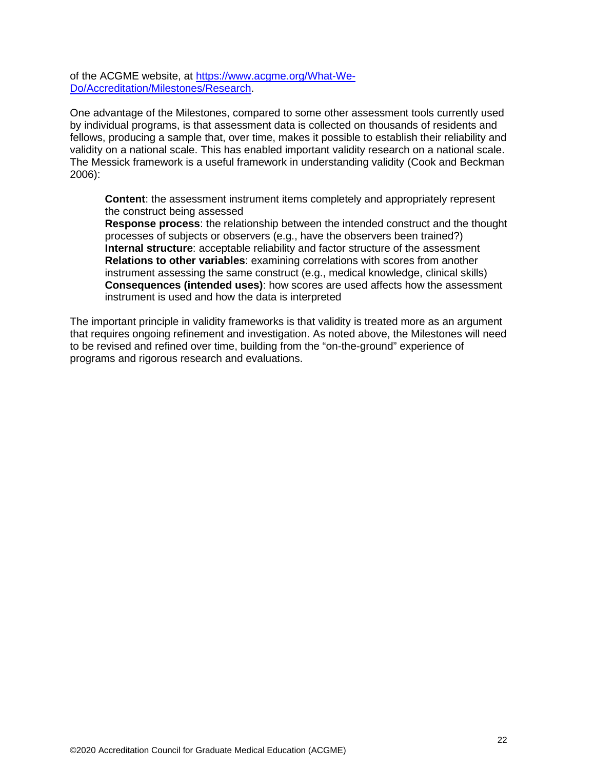of the ACGME website, at [https://www.acgme.org/What-We-Do/Accreditation/Milestones/Research](https://www.acgme.org/What-We-Do/Accreditation/Milestones/Research).

One advantage of the Milestones, compared to some other assessment tools currently used by individual programs, is that assessment data is collected on thousands of residents and fellows, producing a sample that, over time, makes it possible to establish their reliability and validity on a national scale. This has enabled important validity research on a national scale. The Messick framework is a useful framework in understanding validity (Cook and Beckman 2006):

> **Content**: the assessment instrument items completely and appropriately represent the construct being assessed
> **Response process**: the relationship between the intended construct and the thought processes of subjects or observers (e.g., have the observers been trained?)
> **Internal structure**: acceptable reliability and factor structure of the assessment
> **Relations to other variables**: examining correlations with scores from another instrument assessing the same construct (e.g., medical knowledge, clinical skills)
> **Consequences (intended uses)**: how scores are used affects how the assessment instrument is used and how the data is interpreted

The important principle in validity frameworks is that validity is treated more as an argument that requires ongoing refinement and investigation. As noted above, the Milestones will need to be revised and refined over time, building from the "on-the-ground" experience of programs and rigorous research and evaluations.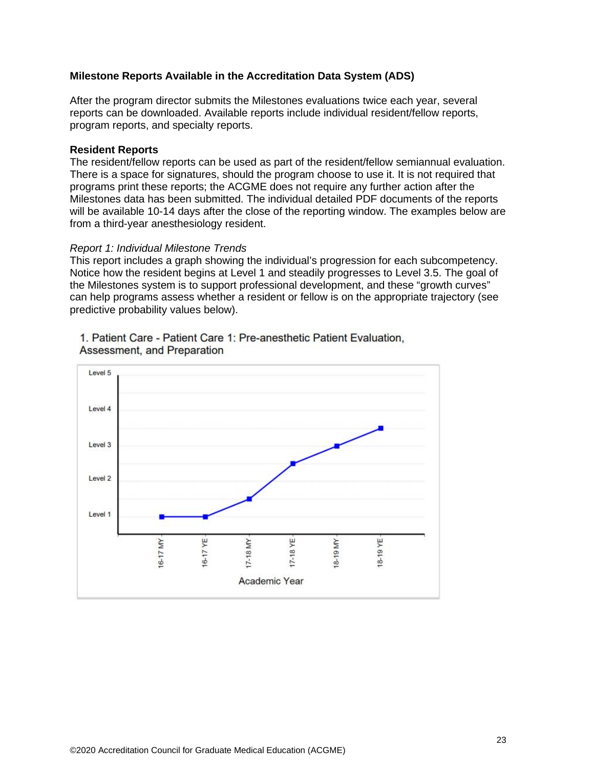**Milestone Reports Available in the Accreditation Data System (ADS)**

After the program director submits the Milestones evaluations twice each year, several reports can be downloaded. Available reports include individual resident/fellow reports, program reports, and specialty reports.

**Resident Reports**

The resident/fellow reports can be used as part of the resident/fellow semiannual evaluation. There is a space for signatures, should the program choose to use it. It is not required that programs print these reports; the ACGME does not require any further action after the Milestones data has been submitted. The individual detailed PDF documents of the reports will be available 10-14 days after the close of the reporting window. The examples below are from a third-year anesthesiology resident.

*Report 1: Individual Milestone Trends*

This report includes a graph showing the individual's progression for each subcompetency. Notice how the resident begins at Level 1 and steadily progresses to Level 3.5. The goal of the Milestones system is to support professional development, and these "growth curves" can help programs assess whether a resident or fellow is on the appropriate trajectory (see predictive probability values below).

1. Patient Care - Patient Care 1: Pre-anesthetic Patient Evaluation, Assessment, and Preparation

Level 5

Level 4

Level 3

Level 2

Level 1

16-17 MY | 16-17 YE | 17-18 MY | 17-18 YE | 18-19 MY | 18-19 YE

Academic Year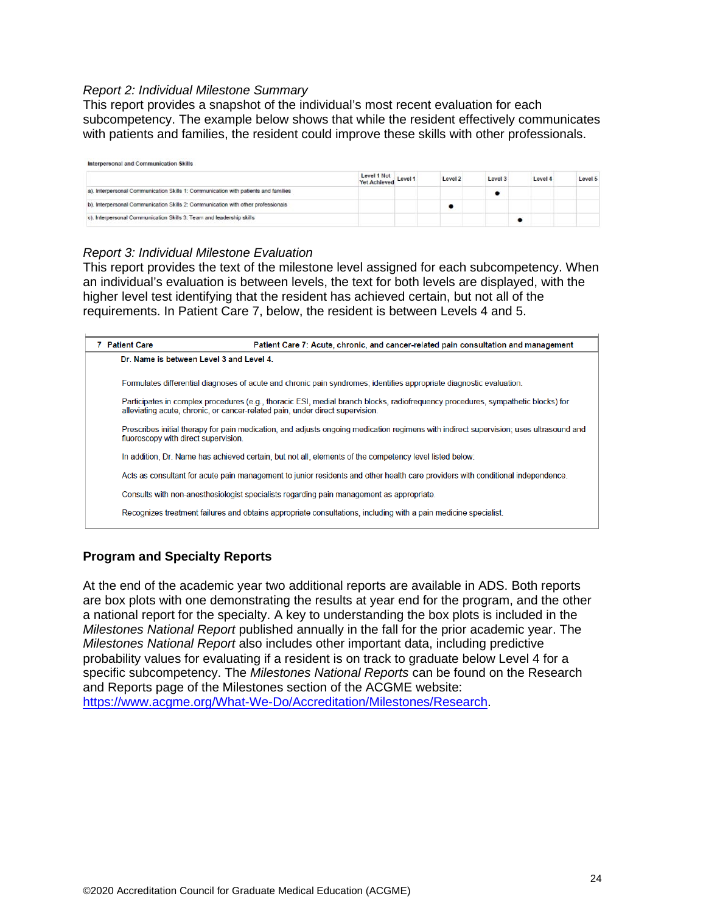*Report 2: Individual Milestone Summary*

This report provides a snapshot of the individual's most recent evaluation for each subcompetency. The example below shows that while the resident effectively communicates with patients and families, the resident could improve these skills with other professionals.

**Interpersonal and Communication Skills**

| | Level 1 Not Yet Achieved | Level 1 | | Level 2 | | Level 3 | | Level 4 | | Level 5 |
|---|---|---|---|---|---|---|---|---|---|---|
| a). Interpersonal Communication Skills 1: Communication with patients and families | | | | | | ● | | | | |
| b). Interpersonal Communication Skills 2: Communication with other professionals | | | | ● | | | | | | |
| c). Interpersonal Communication Skills 3: Team and leadership skills | | | | | | | ● | | | |

*Report 3: Individual Milestone Evaluation*

This report provides the text of the milestone level assigned for each subcompetency. When an individual's evaluation is between levels, the text for both levels are displayed, with the higher level test identifying that the resident has achieved certain, but not all of the requirements. In Patient Care 7, below, the resident is between Levels 4 and 5.

| 7 Patient Care | Patient Care 7: Acute, chronic, and cancer-related pain consultation and management |
|---|---|

**Dr. Name is between Level 3 and Level 4.**

Formulates differential diagnoses of acute and chronic pain syndromes; identifies appropriate diagnostic evaluation.

Participates in complex procedures (e.g., thoracic ESI, medial branch blocks, radiofrequency procedures, sympathetic blocks) for alleviating acute, chronic, or cancer-related pain, under direct supervision.

Prescribes initial therapy for pain medication, and adjusts ongoing medication regimens with indirect supervision; uses ultrasound and fluoroscopy with direct supervision.

In addition, Dr. Name has achieved certain, but not all, elements of the competency level listed below:

Acts as consultant for acute pain management to junior residents and other health care providers with conditional independence.

Consults with non-anesthesiologist specialists regarding pain management as appropriate.

Recognizes treatment failures and obtains appropriate consultations, including with a pain medicine specialist.

## Program and Specialty Reports

At the end of the academic year two additional reports are available in ADS. Both reports are box plots with one demonstrating the results at year end for the program, and the other a national report for the specialty. A key to understanding the box plots is included in the *Milestones National Report* published annually in the fall for the prior academic year. The *Milestones National Report* also includes other important data, including predictive probability values for evaluating if a resident is on track to graduate below Level 4 for a specific subcompetency. The *Milestones National Reports* can be found on the Research and Reports page of the Milestones section of the ACGME website: [https://www.acgme.org/What-We-Do/Accreditation/Milestones/Research](https://www.acgme.org/What-We-Do/Accreditation/Milestones/Research).

©2020 Accreditation Council for Graduate Medical Education (ACGME)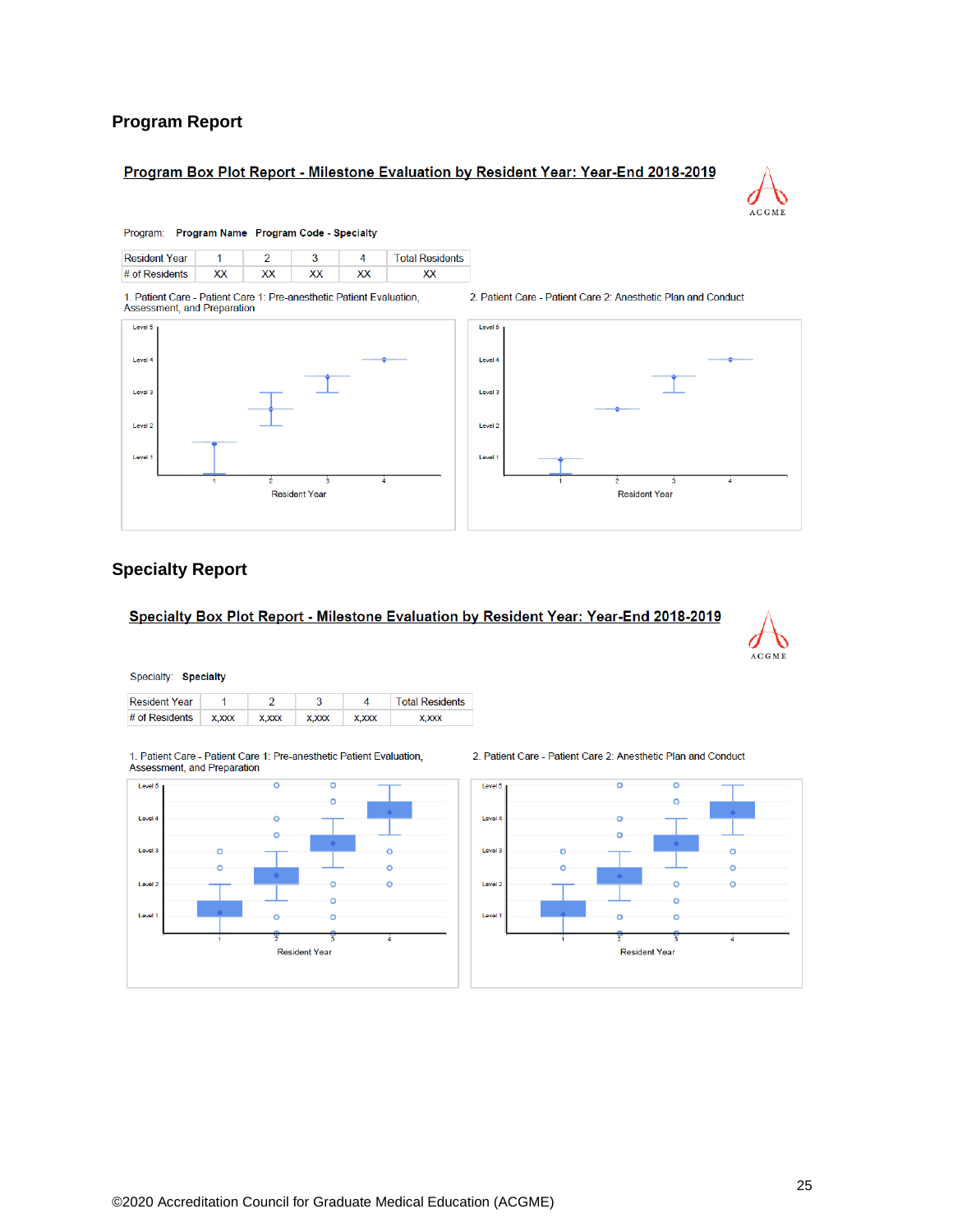## Program Report

### Program Box Plot Report - Milestone Evaluation by Resident Year: Year-End 2018-2019

Program: **Program Name Program Code - Specialty**

| Resident Year | 1 | 2 | 3 | 4 | Total Residents |
|---|---|---|---|---|---|
| # of Residents | XX | XX | XX | XX | XX |

1. Patient Care - Patient Care 1: Pre-anesthetic Patient Evaluation, Assessment, and Preparation

2. Patient Care - Patient Care 2: Anesthetic Plan and Conduct

## Specialty Report

### Specialty Box Plot Report - Milestone Evaluation by Resident Year: Year-End 2018-2019

Specialty: **Specialty**

| Resident Year | 1 | 2 | 3 | 4 | Total Residents |
|---|---|---|---|---|---|
| # of Residents | x,xxx | x,xxx | x,xxx | x,xxx | x,xxx |

1. Patient Care - Patient Care 1: Pre-anesthetic Patient Evaluation, Assessment, and Preparation

2. Patient Care - Patient Care 2: Anesthetic Plan and Conduct

©2020 Accreditation Council for Graduate Medical Education (ACGME)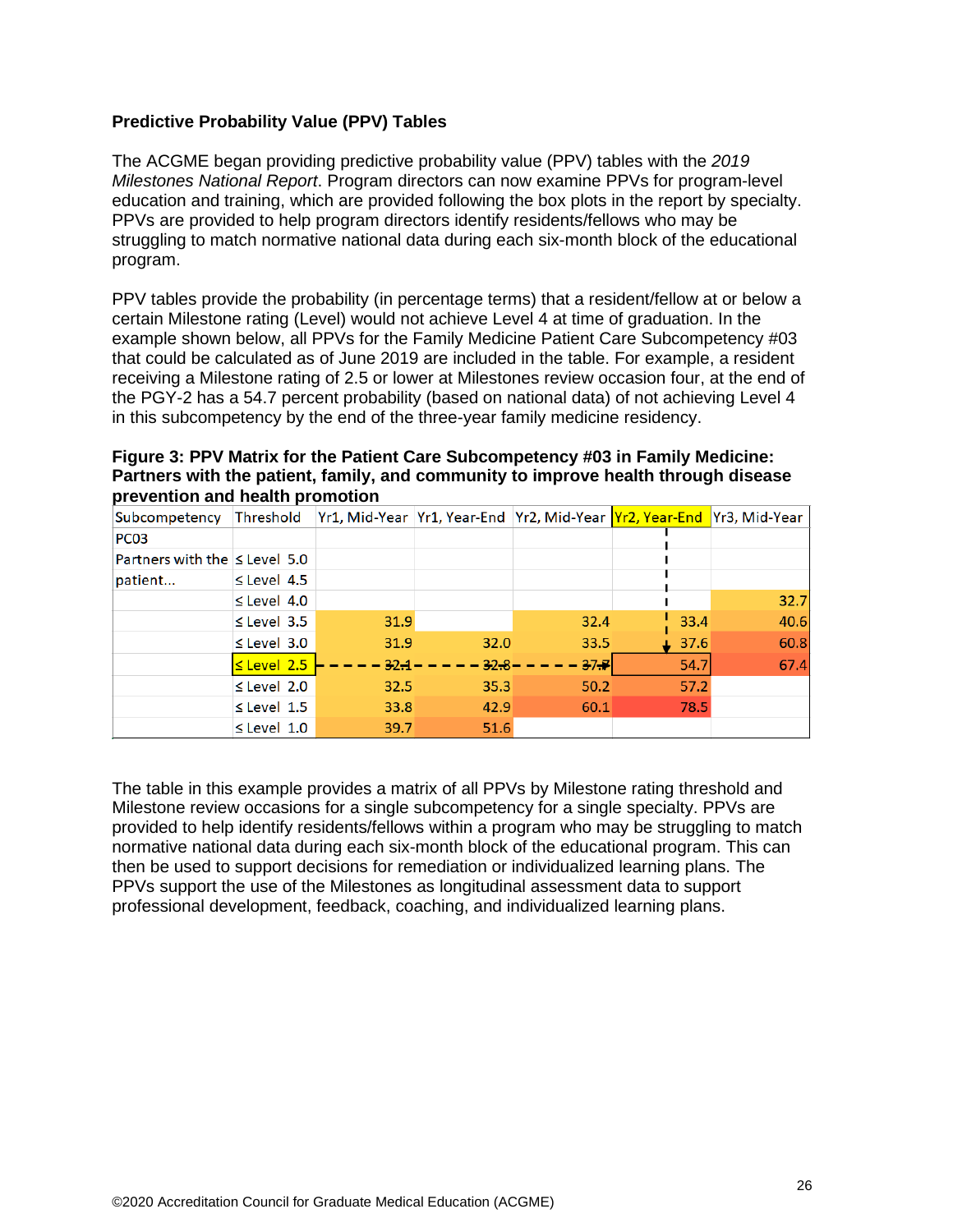**Predictive Probability Value (PPV) Tables**

The ACGME began providing predictive probability value (PPV) tables with the *2019 Milestones National Report*. Program directors can now examine PPVs for program-level education and training, which are provided following the box plots in the report by specialty. PPVs are provided to help program directors identify residents/fellows who may be struggling to match normative national data during each six-month block of the educational program.

PPV tables provide the probability (in percentage terms) that a resident/fellow at or below a certain Milestone rating (Level) would not achieve Level 4 at time of graduation. In the example shown below, all PPVs for the Family Medicine Patient Care Subcompetency #03 that could be calculated as of June 2019 are included in the table. For example, a resident receiving a Milestone rating of 2.5 or lower at Milestones review occasion four, at the end of the PGY-2 has a 54.7 percent probability (based on national data) of not achieving Level 4 in this subcompetency by the end of the three-year family medicine residency.

**Figure 3: PPV Matrix for the Patient Care Subcompetency #03 in Family Medicine: Partners with the patient, family, and community to improve health through disease prevention and health promotion**

| Subcompetency | Threshold | Yr1, Mid-Year | Yr1, Year-End | Yr2, Mid-Year | Yr2, Year-End | Yr3, Mid-Year |
|---|---|---|---|---|---|---|
| PC03 | | | | | | |
| Partners with the | ≤ Level 5.0 | | | | | |
| patient... | ≤ Level 4.5 | | | | | |
| | ≤ Level 4.0 | | | | | 32.7 |
| | ≤ Level 3.5 | 31.9 | | 32.4 | 33.4 | 40.6 |
| | ≤ Level 3.0 | 31.9 | 32.0 | 33.5 | 37.6 | 60.8 |
| | ≤ Level 2.5 | 32.1 | 32.8 | 37.7 | 54.7 | 67.4 |
| | ≤ Level 2.0 | 32.5 | 35.3 | 50.2 | 57.2 | |
| | ≤ Level 1.5 | 33.8 | 42.9 | 60.1 | 78.5 | |
| | ≤ Level 1.0 | 39.7 | 51.6 | | | |

The table in this example provides a matrix of all PPVs by Milestone rating threshold and Milestone review occasions for a single subcompetency for a single specialty. PPVs are provided to help identify residents/fellows within a program who may be struggling to match normative national data during each six-month block of the educational program. This can then be used to support decisions for remediation or individualized learning plans. The PPVs support the use of the Milestones as longitudinal assessment data to support professional development, feedback, coaching, and individualized learning plans.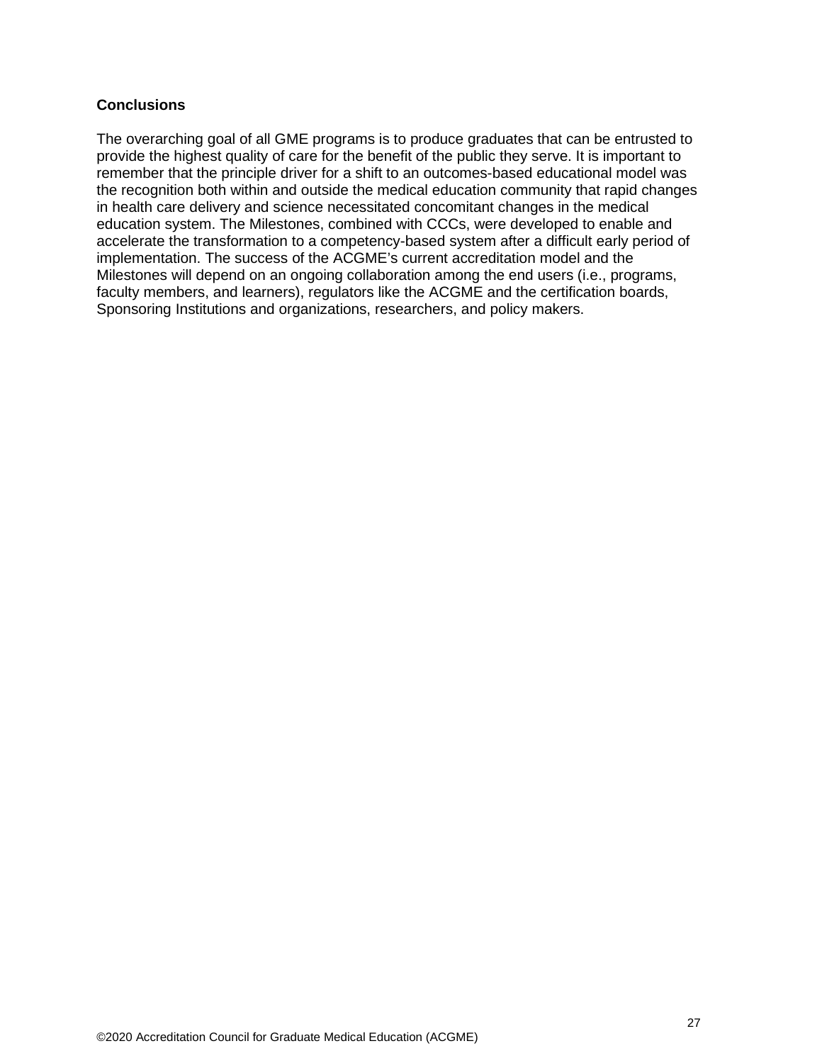## Conclusions

The overarching goal of all GME programs is to produce graduates that can be entrusted to provide the highest quality of care for the benefit of the public they serve. It is important to remember that the principle driver for a shift to an outcomes-based educational model was the recognition both within and outside the medical education community that rapid changes in health care delivery and science necessitated concomitant changes in the medical education system. The Milestones, combined with CCCs, were developed to enable and accelerate the transformation to a competency-based system after a difficult early period of implementation. The success of the ACGME's current accreditation model and the Milestones will depend on an ongoing collaboration among the end users (i.e., programs, faculty members, and learners), regulators like the ACGME and the certification boards, Sponsoring Institutions and organizations, researchers, and policy makers.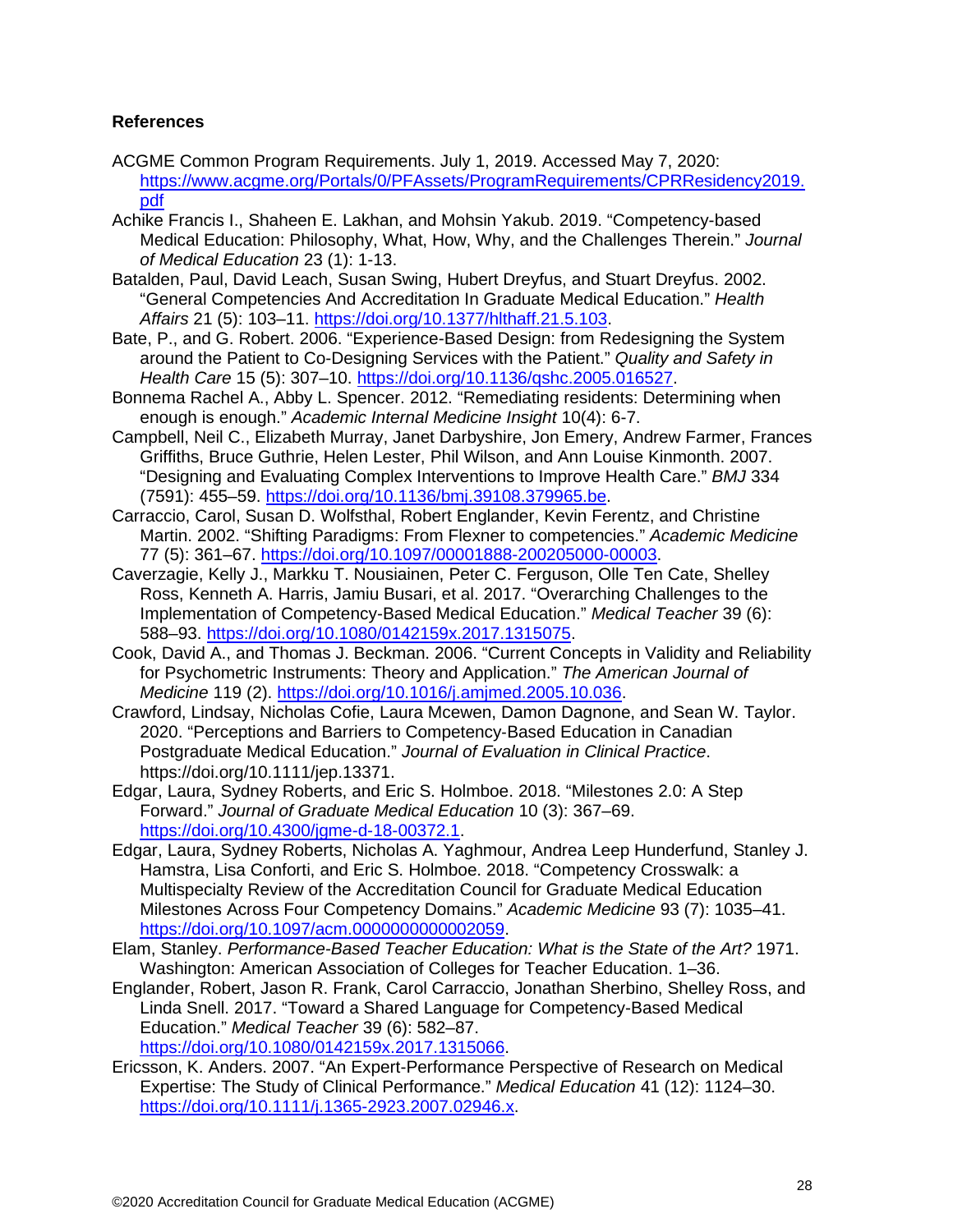**References**

ACGME Common Program Requirements. July 1, 2019. Accessed May 7, 2020: https://www.acgme.org/Portals/0/PFAssets/ProgramRequirements/CPRResidency2019.pdf

Achike Francis I., Shaheen E. Lakhan, and Mohsin Yakub. 2019. "Competency-based Medical Education: Philosophy, What, How, Why, and the Challenges Therein." *Journal of Medical Education* 23 (1): 1-13.

Batalden, Paul, David Leach, Susan Swing, Hubert Dreyfus, and Stuart Dreyfus. 2002. "General Competencies And Accreditation In Graduate Medical Education." *Health Affairs* 21 (5): 103–11. https://doi.org/10.1377/hlthaff.21.5.103.

Bate, P., and G. Robert. 2006. "Experience-Based Design: from Redesigning the System around the Patient to Co-Designing Services with the Patient." *Quality and Safety in Health Care* 15 (5): 307–10. https://doi.org/10.1136/qshc.2005.016527.

Bonnema Rachel A., Abby L. Spencer. 2012. "Remediating residents: Determining when enough is enough." *Academic Internal Medicine Insight* 10(4): 6-7.

Campbell, Neil C., Elizabeth Murray, Janet Darbyshire, Jon Emery, Andrew Farmer, Frances Griffiths, Bruce Guthrie, Helen Lester, Phil Wilson, and Ann Louise Kinmonth. 2007. "Designing and Evaluating Complex Interventions to Improve Health Care." *BMJ* 334 (7591): 455–59. https://doi.org/10.1136/bmj.39108.379965.be.

Carraccio, Carol, Susan D. Wolfsthal, Robert Englander, Kevin Ferentz, and Christine Martin. 2002. "Shifting Paradigms: From Flexner to competencies." *Academic Medicine* 77 (5): 361–67. https://doi.org/10.1097/00001888-200205000-00003.

Caverzagie, Kelly J., Markku T. Nousiainen, Peter C. Ferguson, Olle Ten Cate, Shelley Ross, Kenneth A. Harris, Jamiu Busari, et al. 2017. "Overarching Challenges to the Implementation of Competency-Based Medical Education." *Medical Teacher* 39 (6): 588–93. https://doi.org/10.1080/0142159x.2017.1315075.

Cook, David A., and Thomas J. Beckman. 2006. "Current Concepts in Validity and Reliability for Psychometric Instruments: Theory and Application." *The American Journal of Medicine* 119 (2). https://doi.org/10.1016/j.amjmed.2005.10.036.

Crawford, Lindsay, Nicholas Cofie, Laura Mcewen, Damon Dagnone, and Sean W. Taylor. 2020. "Perceptions and Barriers to Competency-Based Education in Canadian Postgraduate Medical Education." *Journal of Evaluation in Clinical Practice*. https://doi.org/10.1111/jep.13371.

Edgar, Laura, Sydney Roberts, and Eric S. Holmboe. 2018. "Milestones 2.0: A Step Forward." *Journal of Graduate Medical Education* 10 (3): 367–69. https://doi.org/10.4300/jgme-d-18-00372.1.

Edgar, Laura, Sydney Roberts, Nicholas A. Yaghmour, Andrea Leep Hunderfund, Stanley J. Hamstra, Lisa Conforti, and Eric S. Holmboe. 2018. "Competency Crosswalk: a Multispecialty Review of the Accreditation Council for Graduate Medical Education Milestones Across Four Competency Domains." *Academic Medicine* 93 (7): 1035–41. https://doi.org/10.1097/acm.0000000000002059.

Elam, Stanley. *Performance-Based Teacher Education: What is the State of the Art?* 1971. Washington: American Association of Colleges for Teacher Education. 1–36.

Englander, Robert, Jason R. Frank, Carol Carraccio, Jonathan Sherbino, Shelley Ross, and Linda Snell. 2017. "Toward a Shared Language for Competency-Based Medical Education." *Medical Teacher* 39 (6): 582–87. https://doi.org/10.1080/0142159x.2017.1315066.

Ericsson, K. Anders. 2007. "An Expert-Performance Perspective of Research on Medical Expertise: The Study of Clinical Performance." *Medical Education* 41 (12): 1124–30. https://doi.org/10.1111/j.1365-2923.2007.02946.x.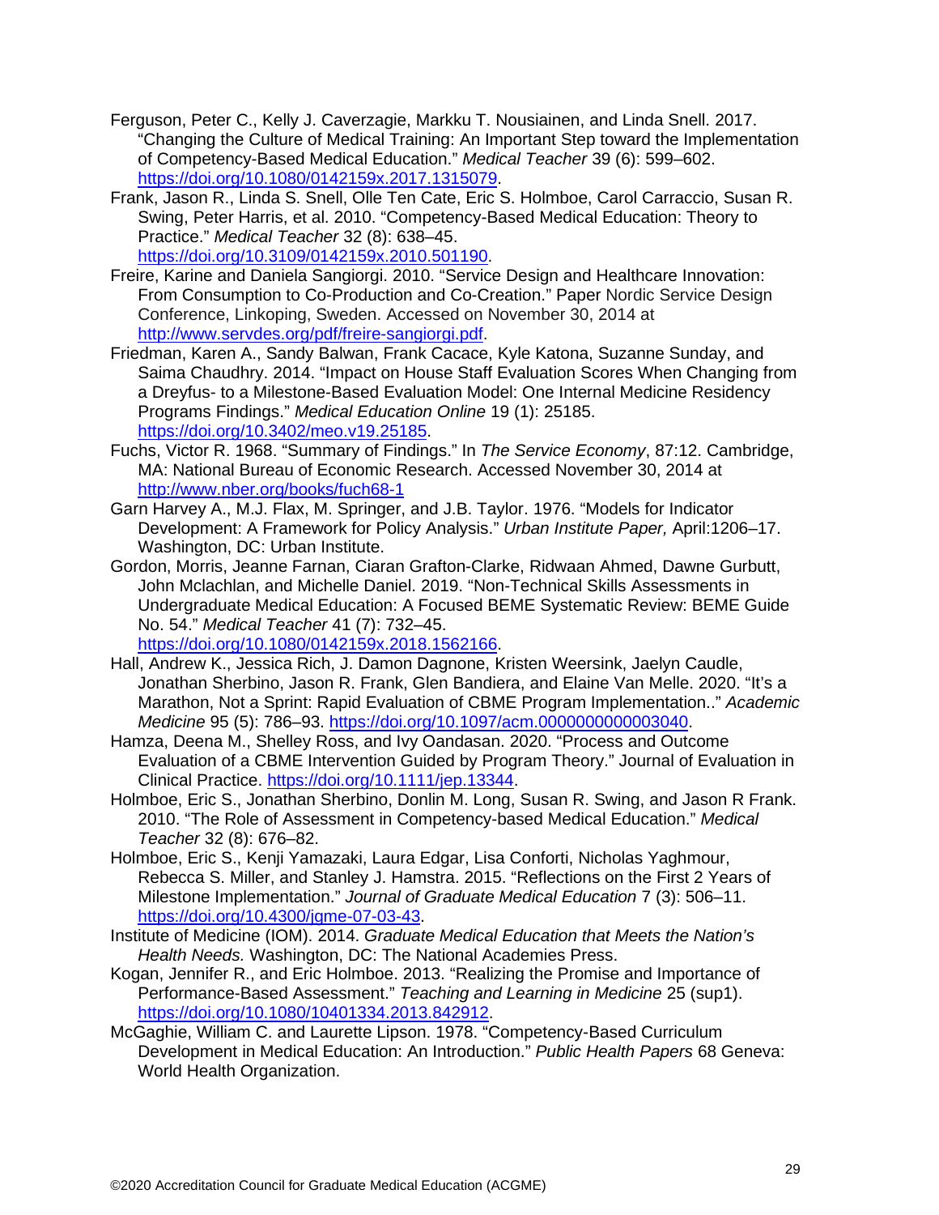Ferguson, Peter C., Kelly J. Caverzagie, Markku T. Nousiainen, and Linda Snell. 2017. "Changing the Culture of Medical Training: An Important Step toward the Implementation of Competency-Based Medical Education." *Medical Teacher* 39 (6): 599–602. https://doi.org/10.1080/0142159x.2017.1315079.

Frank, Jason R., Linda S. Snell, Olle Ten Cate, Eric S. Holmboe, Carol Carraccio, Susan R. Swing, Peter Harris, et al. 2010. "Competency-Based Medical Education: Theory to Practice." *Medical Teacher* 32 (8): 638–45. https://doi.org/10.3109/0142159x.2010.501190.

Freire, Karine and Daniela Sangiorgi. 2010. "Service Design and Healthcare Innovation: From Consumption to Co-Production and Co-Creation." Paper Nordic Service Design Conference, Linkoping, Sweden. Accessed on November 30, 2014 at http://www.servdes.org/pdf/freire-sangiorgi.pdf.

Friedman, Karen A., Sandy Balwan, Frank Cacace, Kyle Katona, Suzanne Sunday, and Saima Chaudhry. 2014. "Impact on House Staff Evaluation Scores When Changing from a Dreyfus- to a Milestone-Based Evaluation Model: One Internal Medicine Residency Programs Findings." *Medical Education Online* 19 (1): 25185. https://doi.org/10.3402/meo.v19.25185.

Fuchs, Victor R. 1968. "Summary of Findings." In *The Service Economy*, 87:12. Cambridge, MA: National Bureau of Economic Research. Accessed November 30, 2014 at http://www.nber.org/books/fuch68-1

Garn Harvey A., M.J. Flax, M. Springer, and J.B. Taylor. 1976. "Models for Indicator Development: A Framework for Policy Analysis." *Urban Institute Paper,* April:1206–17. Washington, DC: Urban Institute.

Gordon, Morris, Jeanne Farnan, Ciaran Grafton-Clarke, Ridwaan Ahmed, Dawne Gurbutt, John Mclachlan, and Michelle Daniel. 2019. "Non-Technical Skills Assessments in Undergraduate Medical Education: A Focused BEME Systematic Review: BEME Guide No. 54." *Medical Teacher* 41 (7): 732–45. https://doi.org/10.1080/0142159x.2018.1562166.

Hall, Andrew K., Jessica Rich, J. Damon Dagnone, Kristen Weersink, Jaelyn Caudle, Jonathan Sherbino, Jason R. Frank, Glen Bandiera, and Elaine Van Melle. 2020. "It's a Marathon, Not a Sprint: Rapid Evaluation of CBME Program Implementation.." *Academic Medicine* 95 (5): 786–93. https://doi.org/10.1097/acm.0000000000003040.

Hamza, Deena M., Shelley Ross, and Ivy Oandasan. 2020. "Process and Outcome Evaluation of a CBME Intervention Guided by Program Theory." Journal of Evaluation in Clinical Practice. https://doi.org/10.1111/jep.13344.

Holmboe, Eric S., Jonathan Sherbino, Donlin M. Long, Susan R. Swing, and Jason R Frank. 2010. "The Role of Assessment in Competency-based Medical Education." *Medical Teacher* 32 (8): 676–82.

Holmboe, Eric S., Kenji Yamazaki, Laura Edgar, Lisa Conforti, Nicholas Yaghmour, Rebecca S. Miller, and Stanley J. Hamstra. 2015. "Reflections on the First 2 Years of Milestone Implementation." *Journal of Graduate Medical Education* 7 (3): 506–11. https://doi.org/10.4300/jgme-07-03-43.

Institute of Medicine (IOM). 2014. *Graduate Medical Education that Meets the Nation's Health Needs.* Washington, DC: The National Academies Press.

Kogan, Jennifer R., and Eric Holmboe. 2013. "Realizing the Promise and Importance of Performance-Based Assessment." *Teaching and Learning in Medicine* 25 (sup1). https://doi.org/10.1080/10401334.2013.842912.

McGaghie, William C. and Laurette Lipson. 1978. "Competency-Based Curriculum Development in Medical Education: An Introduction." *Public Health Papers* 68 Geneva: World Health Organization.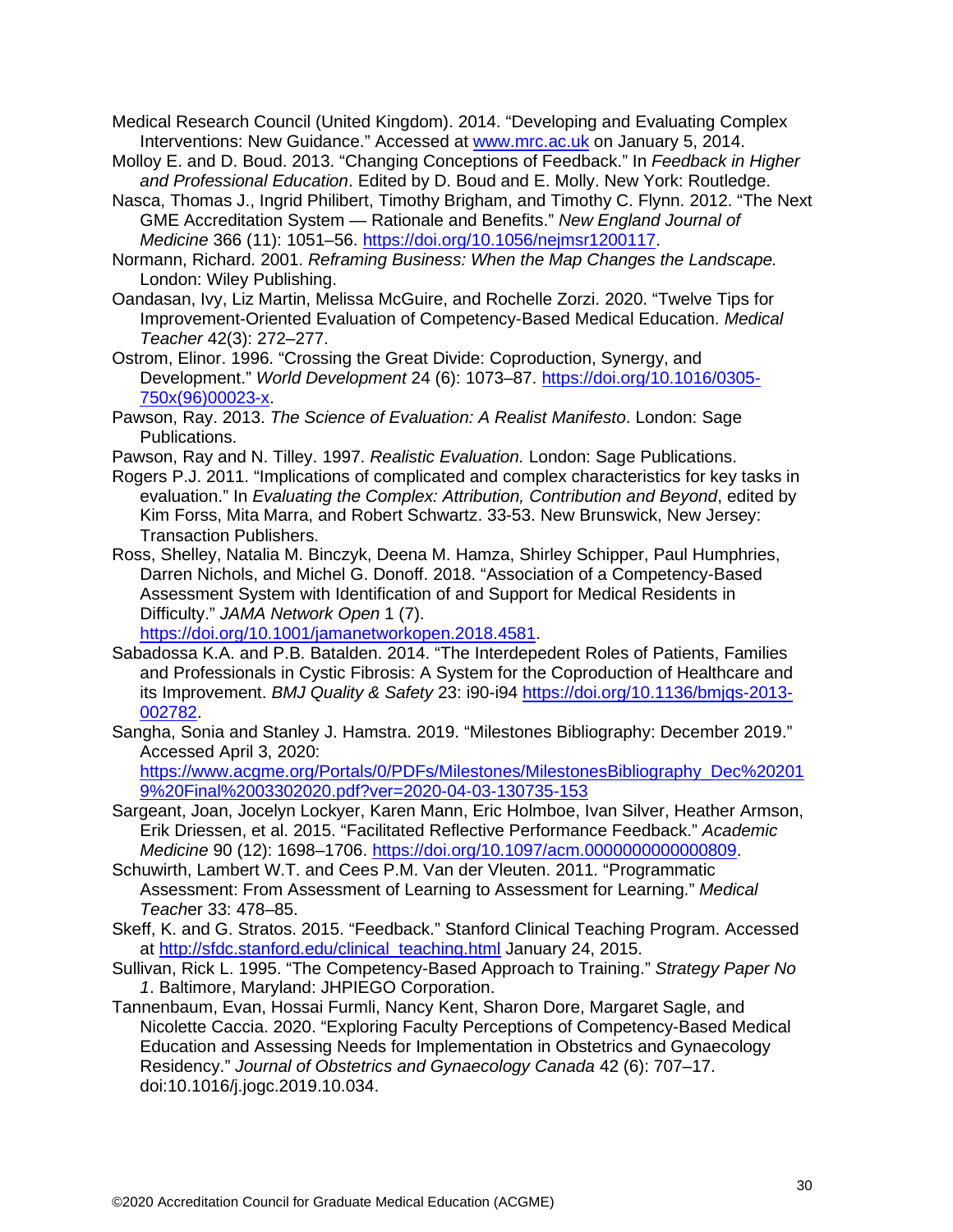Medical Research Council (United Kingdom). 2014. “Developing and Evaluating Complex Interventions: New Guidance.” Accessed at www.mrc.ac.uk on January 5, 2014.

Molloy E. and D. Boud. 2013. “Changing Conceptions of Feedback.” In *Feedback in Higher and Professional Education*. Edited by D. Boud and E. Molly. New York: Routledge.

Nasca, Thomas J., Ingrid Philibert, Timothy Brigham, and Timothy C. Flynn. 2012. “The Next GME Accreditation System — Rationale and Benefits.” *New England Journal of Medicine* 366 (11): 1051–56. https://doi.org/10.1056/nejmsr1200117.

Normann, Richard. 2001. *Reframing Business: When the Map Changes the Landscape.* London: Wiley Publishing.

Oandasan, Ivy, Liz Martin, Melissa McGuire, and Rochelle Zorzi. 2020. “Twelve Tips for Improvement-Oriented Evaluation of Competency-Based Medical Education. *Medical Teacher* 42(3): 272–277.

Ostrom, Elinor. 1996. “Crossing the Great Divide: Coproduction, Synergy, and Development.” *World Development* 24 (6): 1073–87. https://doi.org/10.1016/0305-750x(96)00023-x.

Pawson, Ray. 2013. *The Science of Evaluation: A Realist Manifesto*. London: Sage Publications.

Pawson, Ray and N. Tilley. 1997. *Realistic Evaluation.* London: Sage Publications.

Rogers P.J. 2011. “Implications of complicated and complex characteristics for key tasks in evaluation.” In *Evaluating the Complex: Attribution, Contribution and Beyond*, edited by Kim Forss, Mita Marra, and Robert Schwartz. 33-53. New Brunswick, New Jersey: Transaction Publishers.

Ross, Shelley, Natalia M. Binczyk, Deena M. Hamza, Shirley Schipper, Paul Humphries, Darren Nichols, and Michel G. Donoff. 2018. “Association of a Competency-Based Assessment System with Identification of and Support for Medical Residents in Difficulty.” *JAMA Network Open* 1 (7). https://doi.org/10.1001/jamanetworkopen.2018.4581.

Sabadossa K.A. and P.B. Batalden. 2014. “The Interdepedent Roles of Patients, Families and Professionals in Cystic Fibrosis: A System for the Coproduction of Healthcare and its Improvement. *BMJ Quality & Safety* 23: i90-i94 https://doi.org/10.1136/bmjqs-2013-002782.

Sangha, Sonia and Stanley J. Hamstra. 2019. “Milestones Bibliography: December 2019.” Accessed April 3, 2020: https://www.acgme.org/Portals/0/PDFs/Milestones/MilestonesBibliography_Dec%202019%20Final%2003302020.pdf?ver=2020-04-03-130735-153

Sargeant, Joan, Jocelyn Lockyer, Karen Mann, Eric Holmboe, Ivan Silver, Heather Armson, Erik Driessen, et al. 2015. “Facilitated Reflective Performance Feedback.” *Academic Medicine* 90 (12): 1698–1706. https://doi.org/10.1097/acm.0000000000000809.

Schuwirth, Lambert W.T. and Cees P.M. Van der Vleuten. 2011. “Programmatic Assessment: From Assessment of Learning to Assessment for Learning.” *Medical Teacher* 33: 478–85.

Skeff, K. and G. Stratos. 2015. “Feedback.” Stanford Clinical Teaching Program. Accessed at http://sfdc.stanford.edu/clinical_teaching.html January 24, 2015.

Sullivan, Rick L. 1995. “The Competency-Based Approach to Training.” *Strategy Paper No 1*. Baltimore, Maryland: JHPIEGO Corporation.

Tannenbaum, Evan, Hossai Furmli, Nancy Kent, Sharon Dore, Margaret Sagle, and Nicolette Caccia. 2020. “Exploring Faculty Perceptions of Competency-Based Medical Education and Assessing Needs for Implementation in Obstetrics and Gynaecology Residency.” *Journal of Obstetrics and Gynaecology Canada* 42 (6): 707–17. doi:10.1016/j.jogc.2019.10.034.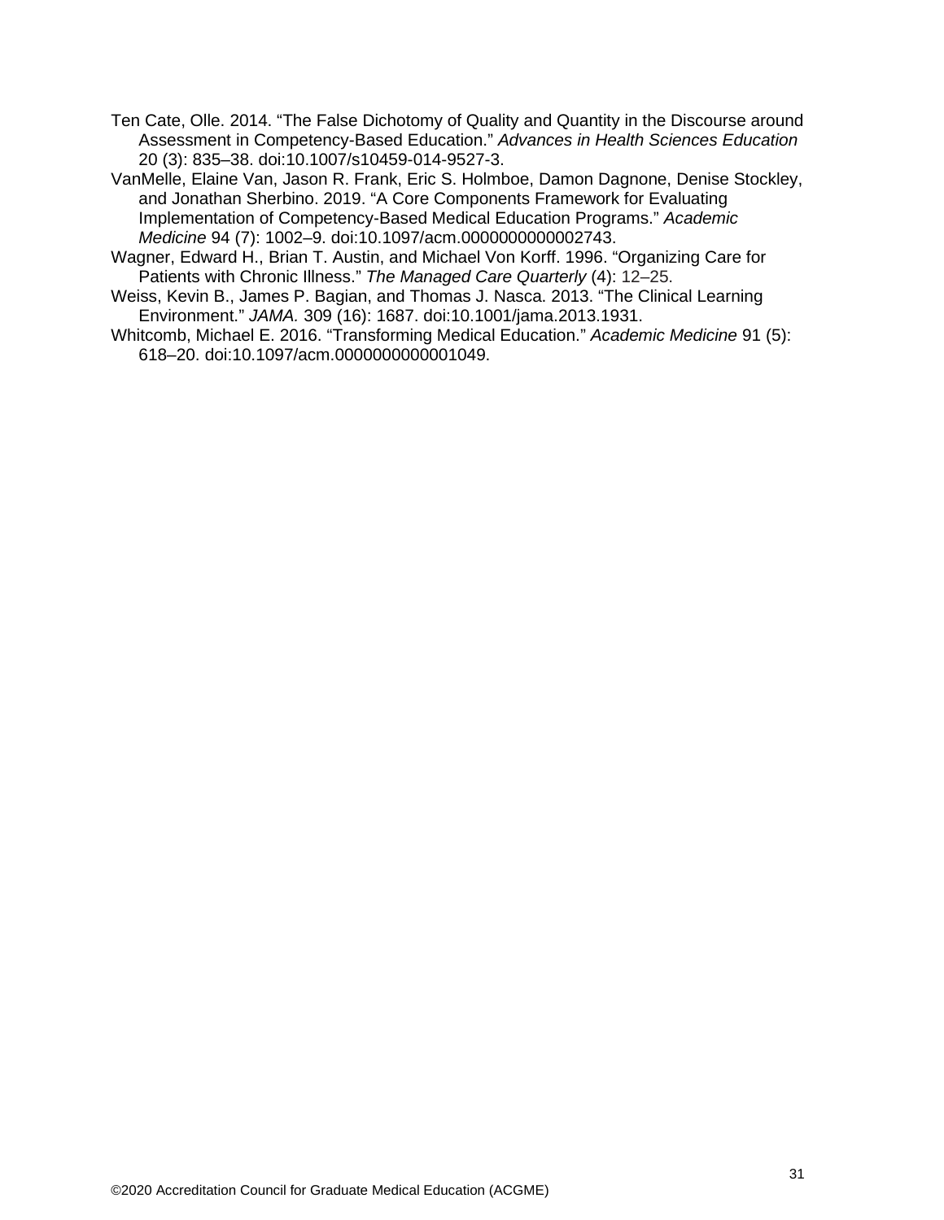Ten Cate, Olle. 2014. “The False Dichotomy of Quality and Quantity in the Discourse around Assessment in Competency-Based Education.” *Advances in Health Sciences Education* 20 (3): 835–38. doi:10.1007/s10459-014-9527-3.

VanMelle, Elaine Van, Jason R. Frank, Eric S. Holmboe, Damon Dagnone, Denise Stockley, and Jonathan Sherbino. 2019. “A Core Components Framework for Evaluating Implementation of Competency-Based Medical Education Programs.” *Academic Medicine* 94 (7): 1002–9. doi:10.1097/acm.0000000000002743.

Wagner, Edward H., Brian T. Austin, and Michael Von Korff. 1996. “Organizing Care for Patients with Chronic Illness.” *The Managed Care Quarterly* (4): 12–25.

Weiss, Kevin B., James P. Bagian, and Thomas J. Nasca. 2013. “The Clinical Learning Environment.” *JAMA.* 309 (16): 1687. doi:10.1001/jama.2013.1931.

Whitcomb, Michael E. 2016. “Transforming Medical Education.” *Academic Medicine* 91 (5): 618–20. doi:10.1097/acm.0000000000001049.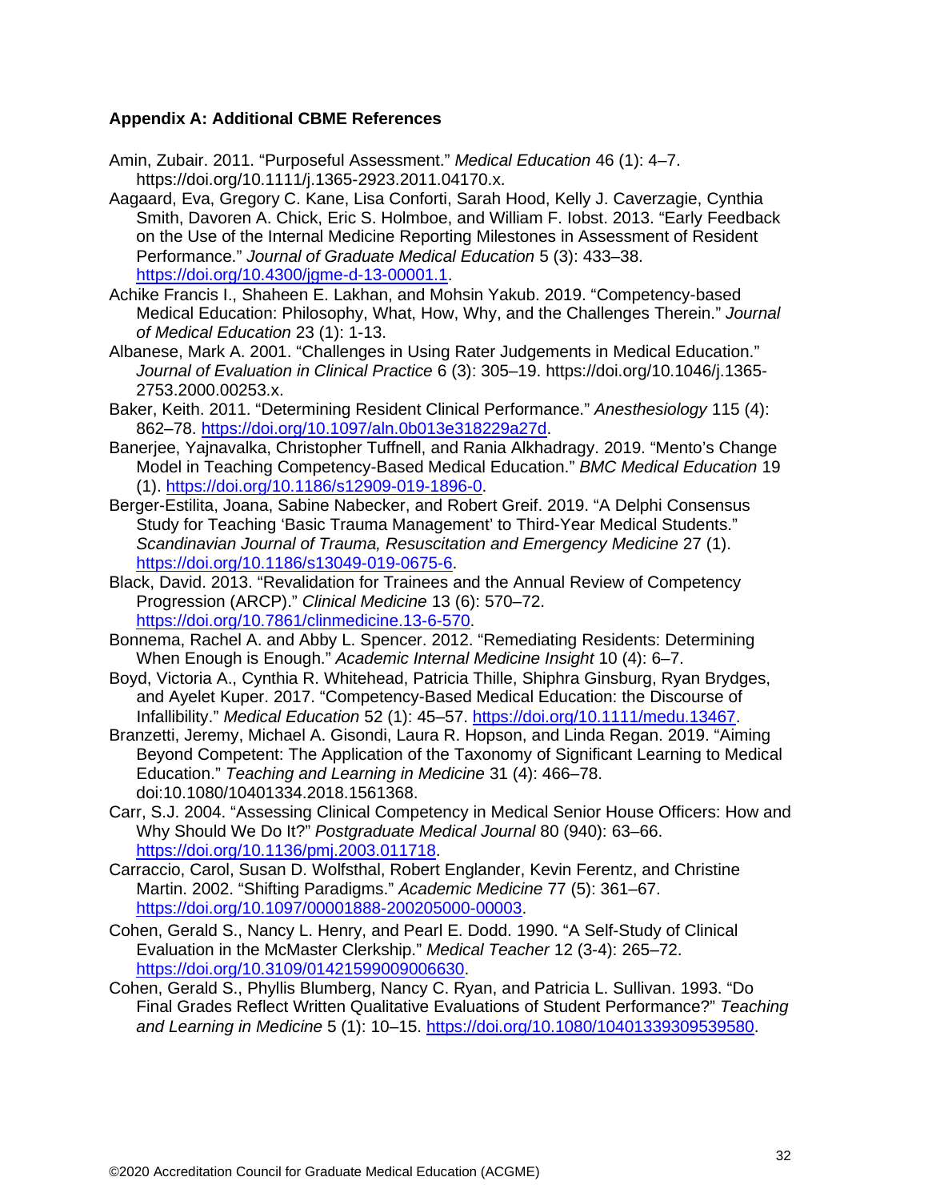**Appendix A: Additional CBME References**

Amin, Zubair. 2011. "Purposeful Assessment." *Medical Education* 46 (1): 4–7. https://doi.org/10.1111/j.1365-2923.2011.04170.x.

Aagaard, Eva, Gregory C. Kane, Lisa Conforti, Sarah Hood, Kelly J. Caverzagie, Cynthia Smith, Davoren A. Chick, Eric S. Holmboe, and William F. Iobst. 2013. "Early Feedback on the Use of the Internal Medicine Reporting Milestones in Assessment of Resident Performance." *Journal of Graduate Medical Education* 5 (3): 433–38. https://doi.org/10.4300/jgme-d-13-00001.1.

Achike Francis I., Shaheen E. Lakhan, and Mohsin Yakub. 2019. "Competency-based Medical Education: Philosophy, What, How, Why, and the Challenges Therein." *Journal of Medical Education* 23 (1): 1-13.

Albanese, Mark A. 2001. "Challenges in Using Rater Judgements in Medical Education." *Journal of Evaluation in Clinical Practice* 6 (3): 305–19. https://doi.org/10.1046/j.1365-2753.2000.00253.x.

Baker, Keith. 2011. "Determining Resident Clinical Performance." *Anesthesiology* 115 (4): 862–78. https://doi.org/10.1097/aln.0b013e318229a27d.

Banerjee, Yajnavalka, Christopher Tuffnell, and Rania Alkhadragy. 2019. "Mento's Change Model in Teaching Competency-Based Medical Education." *BMC Medical Education* 19 (1). https://doi.org/10.1186/s12909-019-1896-0.

Berger-Estilita, Joana, Sabine Nabecker, and Robert Greif. 2019. "A Delphi Consensus Study for Teaching 'Basic Trauma Management' to Third-Year Medical Students." *Scandinavian Journal of Trauma, Resuscitation and Emergency Medicine* 27 (1). https://doi.org/10.1186/s13049-019-0675-6.

Black, David. 2013. "Revalidation for Trainees and the Annual Review of Competency Progression (ARCP)." *Clinical Medicine* 13 (6): 570–72. https://doi.org/10.7861/clinmedicine.13-6-570.

Bonnema, Rachel A. and Abby L. Spencer. 2012. "Remediating Residents: Determining When Enough is Enough." *Academic Internal Medicine Insight* 10 (4): 6–7.

Boyd, Victoria A., Cynthia R. Whitehead, Patricia Thille, Shiphra Ginsburg, Ryan Brydges, and Ayelet Kuper. 2017. "Competency-Based Medical Education: the Discourse of Infallibility." *Medical Education* 52 (1): 45–57. https://doi.org/10.1111/medu.13467.

Branzetti, Jeremy, Michael A. Gisondi, Laura R. Hopson, and Linda Regan. 2019. "Aiming Beyond Competent: The Application of the Taxonomy of Significant Learning to Medical Education." *Teaching and Learning in Medicine* 31 (4): 466–78. doi:10.1080/10401334.2018.1561368.

Carr, S.J. 2004. "Assessing Clinical Competency in Medical Senior House Officers: How and Why Should We Do It?" *Postgraduate Medical Journal* 80 (940): 63–66. https://doi.org/10.1136/pmj.2003.011718.

Carraccio, Carol, Susan D. Wolfsthal, Robert Englander, Kevin Ferentz, and Christine Martin. 2002. "Shifting Paradigms." *Academic Medicine* 77 (5): 361–67. https://doi.org/10.1097/00001888-200205000-00003.

Cohen, Gerald S., Nancy L. Henry, and Pearl E. Dodd. 1990. "A Self-Study of Clinical Evaluation in the McMaster Clerkship." *Medical Teacher* 12 (3-4): 265–72. https://doi.org/10.3109/01421599009006630.

Cohen, Gerald S., Phyllis Blumberg, Nancy C. Ryan, and Patricia L. Sullivan. 1993. "Do Final Grades Reflect Written Qualitative Evaluations of Student Performance?" *Teaching and Learning in Medicine* 5 (1): 10–15. https://doi.org/10.1080/10401339309539580.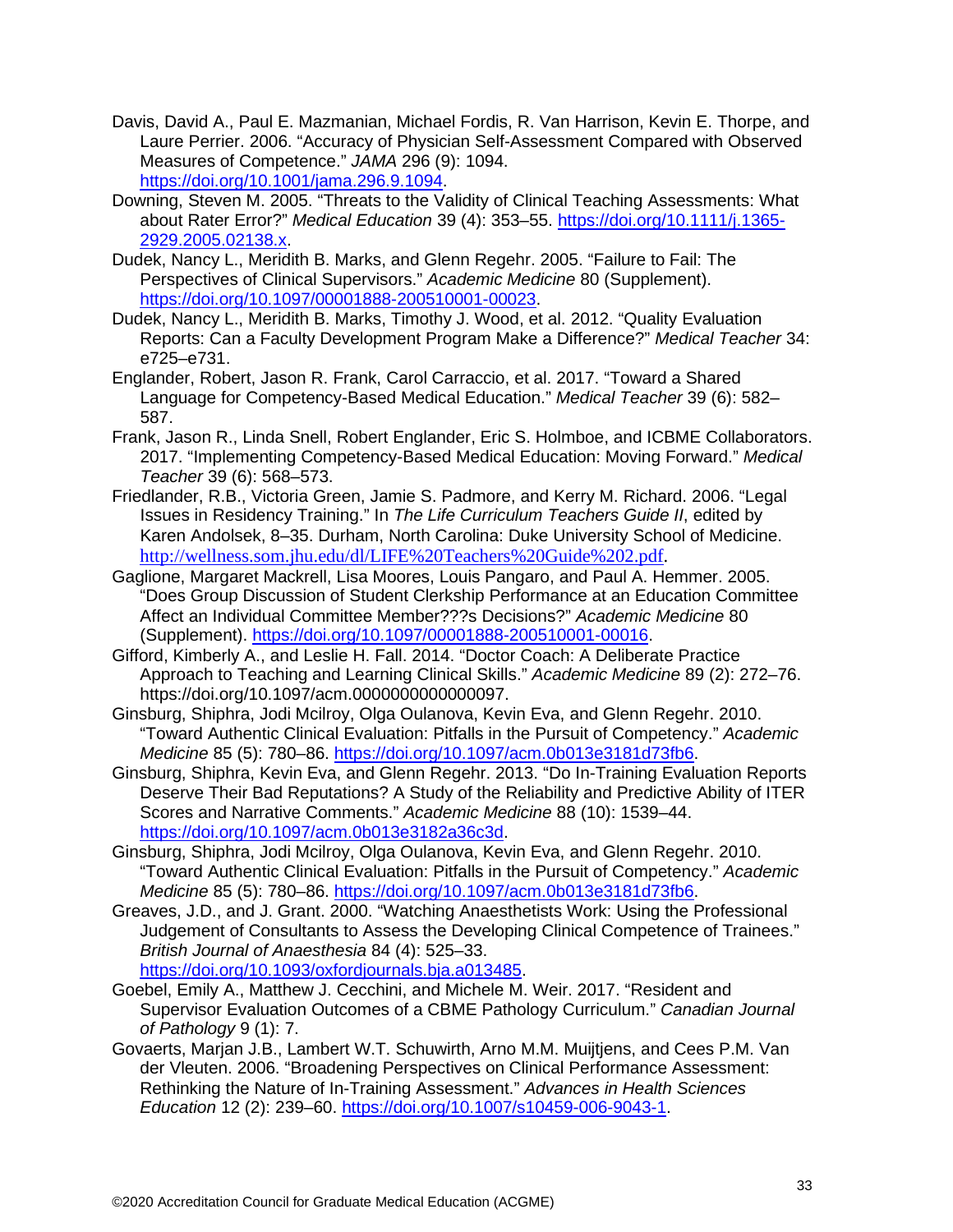Davis, David A., Paul E. Mazmanian, Michael Fordis, R. Van Harrison, Kevin E. Thorpe, and Laure Perrier. 2006. "Accuracy of Physician Self-Assessment Compared with Observed Measures of Competence." *JAMA* 296 (9): 1094. https://doi.org/10.1001/jama.296.9.1094.

Downing, Steven M. 2005. "Threats to the Validity of Clinical Teaching Assessments: What about Rater Error?" *Medical Education* 39 (4): 353–55. https://doi.org/10.1111/j.1365-2929.2005.02138.x.

Dudek, Nancy L., Meridith B. Marks, and Glenn Regehr. 2005. "Failure to Fail: The Perspectives of Clinical Supervisors." *Academic Medicine* 80 (Supplement). https://doi.org/10.1097/00001888-200510001-00023.

Dudek, Nancy L., Meridith B. Marks, Timothy J. Wood, et al. 2012. "Quality Evaluation Reports: Can a Faculty Development Program Make a Difference?" *Medical Teacher* 34: e725–e731.

Englander, Robert, Jason R. Frank, Carol Carraccio, et al. 2017. "Toward a Shared Language for Competency-Based Medical Education." *Medical Teacher* 39 (6): 582–587.

Frank, Jason R., Linda Snell, Robert Englander, Eric S. Holmboe, and ICBME Collaborators. 2017. "Implementing Competency-Based Medical Education: Moving Forward." *Medical Teacher* 39 (6): 568–573.

Friedlander, R.B., Victoria Green, Jamie S. Padmore, and Kerry M. Richard. 2006. "Legal Issues in Residency Training." In *The Life Curriculum Teachers Guide II*, edited by Karen Andolsek, 8–35. Durham, North Carolina: Duke University School of Medicine. http://wellness.som.jhu.edu/dl/LIFE%20Teachers%20Guide%202.pdf.

Gaglione, Margaret Mackrell, Lisa Moores, Louis Pangaro, and Paul A. Hemmer. 2005. "Does Group Discussion of Student Clerkship Performance at an Education Committee Affect an Individual Committee Member???s Decisions?" *Academic Medicine* 80 (Supplement). https://doi.org/10.1097/00001888-200510001-00016.

Gifford, Kimberly A., and Leslie H. Fall. 2014. "Doctor Coach: A Deliberate Practice Approach to Teaching and Learning Clinical Skills." *Academic Medicine* 89 (2): 272–76. https://doi.org/10.1097/acm.0000000000000097.

Ginsburg, Shiphra, Jodi Mcilroy, Olga Oulanova, Kevin Eva, and Glenn Regehr. 2010. "Toward Authentic Clinical Evaluation: Pitfalls in the Pursuit of Competency." *Academic Medicine* 85 (5): 780–86. https://doi.org/10.1097/acm.0b013e3181d73fb6.

Ginsburg, Shiphra, Kevin Eva, and Glenn Regehr. 2013. "Do In-Training Evaluation Reports Deserve Their Bad Reputations? A Study of the Reliability and Predictive Ability of ITER Scores and Narrative Comments." *Academic Medicine* 88 (10): 1539–44. https://doi.org/10.1097/acm.0b013e3182a36c3d.

Ginsburg, Shiphra, Jodi Mcilroy, Olga Oulanova, Kevin Eva, and Glenn Regehr. 2010. "Toward Authentic Clinical Evaluation: Pitfalls in the Pursuit of Competency." *Academic Medicine* 85 (5): 780–86. https://doi.org/10.1097/acm.0b013e3181d73fb6.

Greaves, J.D., and J. Grant. 2000. "Watching Anaesthetists Work: Using the Professional Judgement of Consultants to Assess the Developing Clinical Competence of Trainees." *British Journal of Anaesthesia* 84 (4): 525–33. https://doi.org/10.1093/oxfordjournals.bja.a013485.

Goebel, Emily A., Matthew J. Cecchini, and Michele M. Weir. 2017. "Resident and Supervisor Evaluation Outcomes of a CBME Pathology Curriculum." *Canadian Journal of Pathology* 9 (1): 7.

Govaerts, Marjan J.B., Lambert W.T. Schuwirth, Arno M.M. Muijtjens, and Cees P.M. Van der Vleuten. 2006. "Broadening Perspectives on Clinical Performance Assessment: Rethinking the Nature of In-Training Assessment." *Advances in Health Sciences Education* 12 (2): 239–60. https://doi.org/10.1007/s10459-006-9043-1.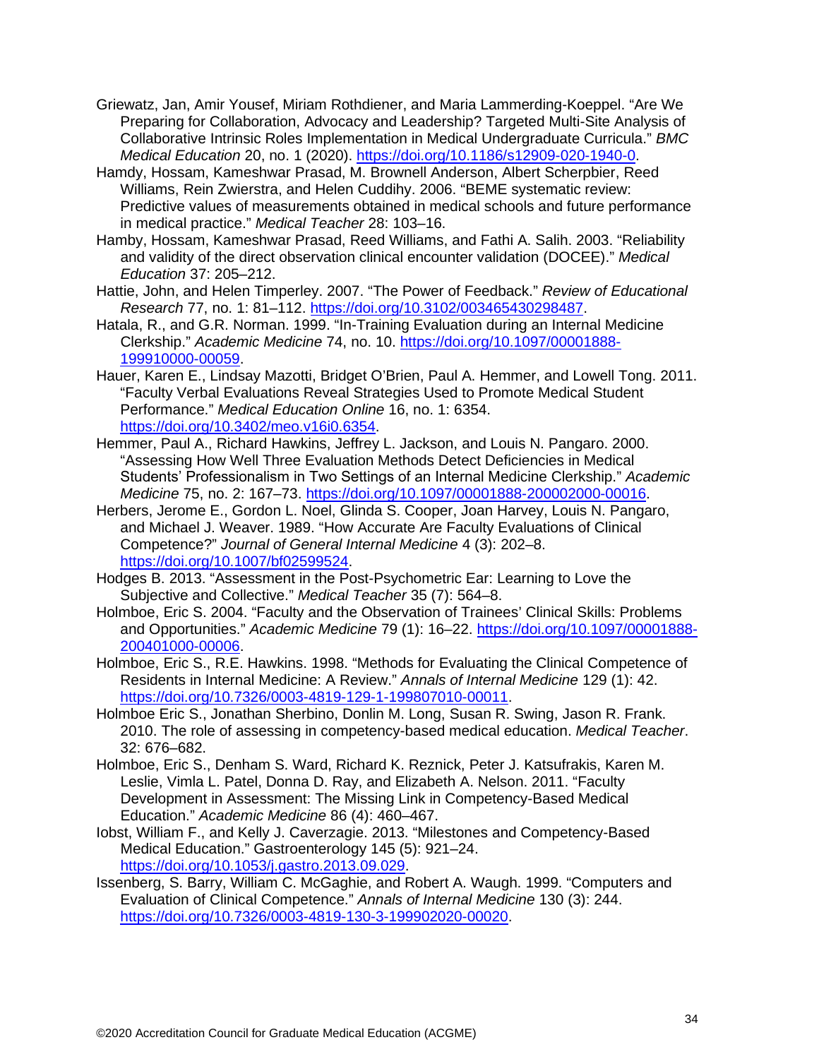Griewatz, Jan, Amir Yousef, Miriam Rothdiener, and Maria Lammerding-Koeppel. "Are We Preparing for Collaboration, Advocacy and Leadership? Targeted Multi-Site Analysis of Collaborative Intrinsic Roles Implementation in Medical Undergraduate Curricula." *BMC Medical Education* 20, no. 1 (2020). https://doi.org/10.1186/s12909-020-1940-0.

Hamdy, Hossam, Kameshwar Prasad, M. Brownell Anderson, Albert Scherpbier, Reed Williams, Rein Zwierstra, and Helen Cuddihy. 2006. "BEME systematic review: Predictive values of measurements obtained in medical schools and future performance in medical practice." *Medical Teacher* 28: 103–16.

Hamby, Hossam, Kameshwar Prasad, Reed Williams, and Fathi A. Salih. 2003. "Reliability and validity of the direct observation clinical encounter validation (DOCEE)." *Medical Education* 37: 205–212.

Hattie, John, and Helen Timperley. 2007. "The Power of Feedback." *Review of Educational Research* 77, no. 1: 81–112. https://doi.org/10.3102/003465430298487.

Hatala, R., and G.R. Norman. 1999. "In-Training Evaluation during an Internal Medicine Clerkship." *Academic Medicine* 74, no. 10. https://doi.org/10.1097/00001888-199910000-00059.

Hauer, Karen E., Lindsay Mazotti, Bridget O'Brien, Paul A. Hemmer, and Lowell Tong. 2011. "Faculty Verbal Evaluations Reveal Strategies Used to Promote Medical Student Performance." *Medical Education Online* 16, no. 1: 6354. https://doi.org/10.3402/meo.v16i0.6354.

Hemmer, Paul A., Richard Hawkins, Jeffrey L. Jackson, and Louis N. Pangaro. 2000. "Assessing How Well Three Evaluation Methods Detect Deficiencies in Medical Students' Professionalism in Two Settings of an Internal Medicine Clerkship." *Academic Medicine* 75, no. 2: 167–73. https://doi.org/10.1097/00001888-200002000-00016.

Herbers, Jerome E., Gordon L. Noel, Glinda S. Cooper, Joan Harvey, Louis N. Pangaro, and Michael J. Weaver. 1989. "How Accurate Are Faculty Evaluations of Clinical Competence?" *Journal of General Internal Medicine* 4 (3): 202–8. https://doi.org/10.1007/bf02599524.

Hodges B. 2013. "Assessment in the Post-Psychometric Ear: Learning to Love the Subjective and Collective." *Medical Teacher* 35 (7): 564–8.

Holmboe, Eric S. 2004. "Faculty and the Observation of Trainees' Clinical Skills: Problems and Opportunities." *Academic Medicine* 79 (1): 16–22. https://doi.org/10.1097/00001888-200401000-00006.

Holmboe, Eric S., R.E. Hawkins. 1998. "Methods for Evaluating the Clinical Competence of Residents in Internal Medicine: A Review." *Annals of Internal Medicine* 129 (1): 42. https://doi.org/10.7326/0003-4819-129-1-199807010-00011.

Holmboe Eric S., Jonathan Sherbino, Donlin M. Long, Susan R. Swing, Jason R. Frank. 2010. The role of assessing in competency-based medical education. *Medical Teacher*. 32: 676–682.

Holmboe, Eric S., Denham S. Ward, Richard K. Reznick, Peter J. Katsufrakis, Karen M. Leslie, Vimla L. Patel, Donna D. Ray, and Elizabeth A. Nelson. 2011. "Faculty Development in Assessment: The Missing Link in Competency-Based Medical Education." *Academic Medicine* 86 (4): 460–467.

Iobst, William F., and Kelly J. Caverzagie. 2013. "Milestones and Competency-Based Medical Education." Gastroenterology 145 (5): 921–24. https://doi.org/10.1053/j.gastro.2013.09.029.

Issenberg, S. Barry, William C. McGaghie, and Robert A. Waugh. 1999. "Computers and Evaluation of Clinical Competence." *Annals of Internal Medicine* 130 (3): 244. https://doi.org/10.7326/0003-4819-130-3-199902020-00020.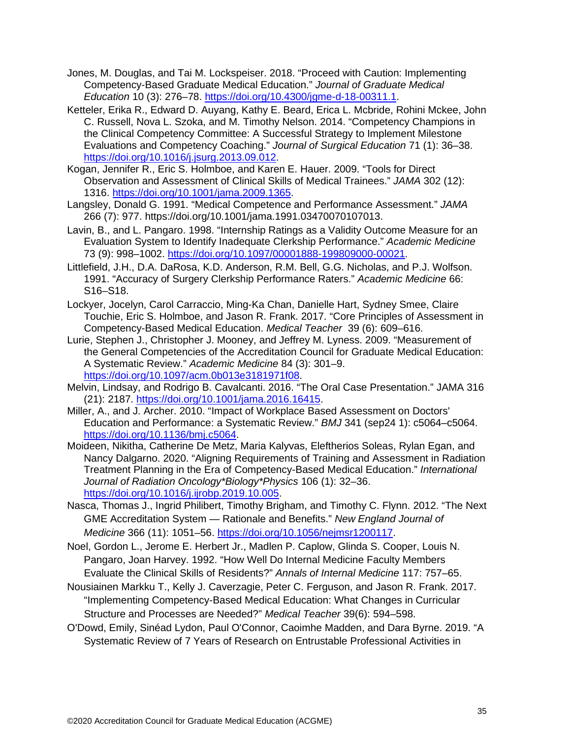Jones, M. Douglas, and Tai M. Lockspeiser. 2018. "Proceed with Caution: Implementing Competency-Based Graduate Medical Education." *Journal of Graduate Medical Education* 10 (3): 276–78. https://doi.org/10.4300/jgme-d-18-00311.1.

Ketteler, Erika R., Edward D. Auyang, Kathy E. Beard, Erica L. Mcbride, Rohini Mckee, John C. Russell, Nova L. Szoka, and M. Timothy Nelson. 2014. "Competency Champions in the Clinical Competency Committee: A Successful Strategy to Implement Milestone Evaluations and Competency Coaching." *Journal of Surgical Education* 71 (1): 36–38. https://doi.org/10.1016/j.jsurg.2013.09.012.

Kogan, Jennifer R., Eric S. Holmboe, and Karen E. Hauer. 2009. "Tools for Direct Observation and Assessment of Clinical Skills of Medical Trainees." *JAMA* 302 (12): 1316. https://doi.org/10.1001/jama.2009.1365.

Langsley, Donald G. 1991. "Medical Competence and Performance Assessment." *JAMA* 266 (7): 977. https://doi.org/10.1001/jama.1991.03470070107013.

Lavin, B., and L. Pangaro. 1998. "Internship Ratings as a Validity Outcome Measure for an Evaluation System to Identify Inadequate Clerkship Performance." *Academic Medicine* 73 (9): 998–1002. https://doi.org/10.1097/00001888-199809000-00021.

Littlefield, J.H., D.A. DaRosa, K.D. Anderson, R.M. Bell, G.G. Nicholas, and P.J. Wolfson. 1991. "Accuracy of Surgery Clerkship Performance Raters." *Academic Medicine* 66: S16–S18.

Lockyer, Jocelyn, Carol Carraccio, Ming-Ka Chan, Danielle Hart, Sydney Smee, Claire Touchie, Eric S. Holmboe, and Jason R. Frank. 2017. "Core Principles of Assessment in Competency-Based Medical Education. *Medical Teacher* 39 (6): 609–616.

Lurie, Stephen J., Christopher J. Mooney, and Jeffrey M. Lyness. 2009. "Measurement of the General Competencies of the Accreditation Council for Graduate Medical Education: A Systematic Review." *Academic Medicine* 84 (3): 301–9. https://doi.org/10.1097/acm.0b013e3181971f08.

Melvin, Lindsay, and Rodrigo B. Cavalcanti. 2016. "The Oral Case Presentation." JAMA 316 (21): 2187. https://doi.org/10.1001/jama.2016.16415.

Miller, A., and J. Archer. 2010. "Impact of Workplace Based Assessment on Doctors' Education and Performance: a Systematic Review." *BMJ* 341 (sep24 1): c5064–c5064. https://doi.org/10.1136/bmj.c5064.

Moideen, Nikitha, Catherine De Metz, Maria Kalyvas, Eleftherios Soleas, Rylan Egan, and Nancy Dalgarno. 2020. "Aligning Requirements of Training and Assessment in Radiation Treatment Planning in the Era of Competency-Based Medical Education." *International Journal of Radiation Oncology\*Biology\*Physics* 106 (1): 32–36. https://doi.org/10.1016/j.ijrobp.2019.10.005.

Nasca, Thomas J., Ingrid Philibert, Timothy Brigham, and Timothy C. Flynn. 2012. "The Next GME Accreditation System — Rationale and Benefits." *New England Journal of Medicine* 366 (11): 1051–56. https://doi.org/10.1056/nejmsr1200117.

Noel, Gordon L., Jerome E. Herbert Jr., Madlen P. Caplow, Glinda S. Cooper, Louis N. Pangaro, Joan Harvey. 1992. "How Well Do Internal Medicine Faculty Members Evaluate the Clinical Skills of Residents?" *Annals of Internal Medicine* 117: 757–65.

Nousiainen Markku T., Kelly J. Caverzagie, Peter C. Ferguson, and Jason R. Frank. 2017. "Implementing Competency-Based Medical Education: What Changes in Curricular Structure and Processes are Needed?" *Medical Teacher* 39(6): 594–598.

O'Dowd, Emily, Sinéad Lydon, Paul O'Connor, Caoimhe Madden, and Dara Byrne. 2019. "A Systematic Review of 7 Years of Research on Entrustable Professional Activities in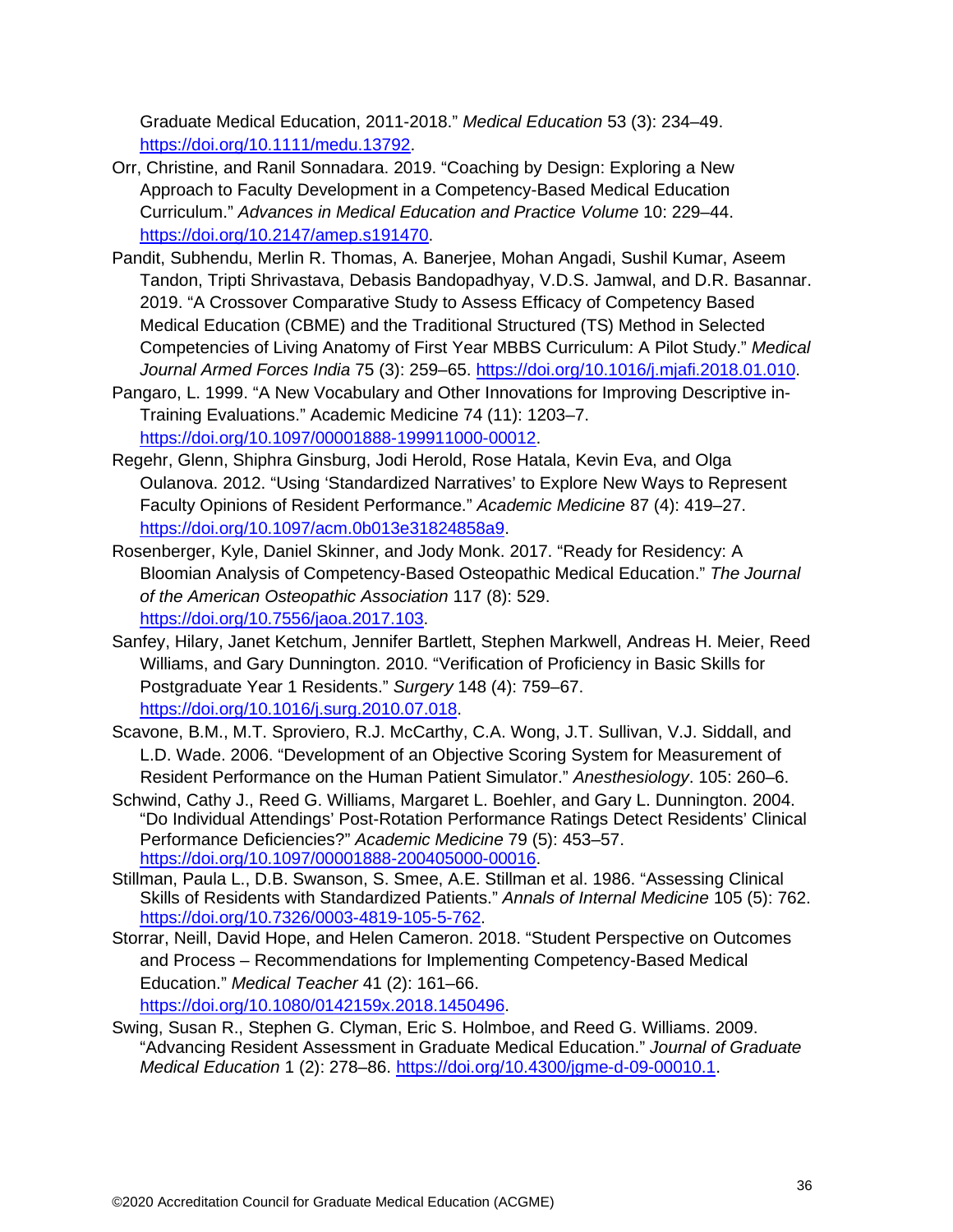Graduate Medical Education, 2011-2018." *Medical Education* 53 (3): 234–49. https://doi.org/10.1111/medu.13792.

Orr, Christine, and Ranil Sonnadara. 2019. "Coaching by Design: Exploring a New Approach to Faculty Development in a Competency-Based Medical Education Curriculum." *Advances in Medical Education and Practice Volume* 10: 229–44. https://doi.org/10.2147/amep.s191470.

Pandit, Subhendu, Merlin R. Thomas, A. Banerjee, Mohan Angadi, Sushil Kumar, Aseem Tandon, Tripti Shrivastava, Debasis Bandopadhyay, V.D.S. Jamwal, and D.R. Basannar. 2019. "A Crossover Comparative Study to Assess Efficacy of Competency Based Medical Education (CBME) and the Traditional Structured (TS) Method in Selected Competencies of Living Anatomy of First Year MBBS Curriculum: A Pilot Study." *Medical Journal Armed Forces India* 75 (3): 259–65. https://doi.org/10.1016/j.mjafi.2018.01.010.

Pangaro, L. 1999. "A New Vocabulary and Other Innovations for Improving Descriptive in-Training Evaluations." Academic Medicine 74 (11): 1203–7. https://doi.org/10.1097/00001888-199911000-00012.

Regehr, Glenn, Shiphra Ginsburg, Jodi Herold, Rose Hatala, Kevin Eva, and Olga Oulanova. 2012. "Using 'Standardized Narratives' to Explore New Ways to Represent Faculty Opinions of Resident Performance." *Academic Medicine* 87 (4): 419–27. https://doi.org/10.1097/acm.0b013e31824858a9.

Rosenberger, Kyle, Daniel Skinner, and Jody Monk. 2017. "Ready for Residency: A Bloomian Analysis of Competency-Based Osteopathic Medical Education." *The Journal of the American Osteopathic Association* 117 (8): 529. https://doi.org/10.7556/jaoa.2017.103.

Sanfey, Hilary, Janet Ketchum, Jennifer Bartlett, Stephen Markwell, Andreas H. Meier, Reed Williams, and Gary Dunnington. 2010. "Verification of Proficiency in Basic Skills for Postgraduate Year 1 Residents." *Surgery* 148 (4): 759–67. https://doi.org/10.1016/j.surg.2010.07.018.

Scavone, B.M., M.T. Sproviero, R.J. McCarthy, C.A. Wong, J.T. Sullivan, V.J. Siddall, and L.D. Wade. 2006. "Development of an Objective Scoring System for Measurement of Resident Performance on the Human Patient Simulator." *Anesthesiology*. 105: 260–6.

Schwind, Cathy J., Reed G. Williams, Margaret L. Boehler, and Gary L. Dunnington. 2004. "Do Individual Attendings' Post-Rotation Performance Ratings Detect Residents' Clinical Performance Deficiencies?" *Academic Medicine* 79 (5): 453–57. https://doi.org/10.1097/00001888-200405000-00016.

Stillman, Paula L., D.B. Swanson, S. Smee, A.E. Stillman et al. 1986. "Assessing Clinical Skills of Residents with Standardized Patients." *Annals of Internal Medicine* 105 (5): 762. https://doi.org/10.7326/0003-4819-105-5-762.

Storrar, Neill, David Hope, and Helen Cameron. 2018. "Student Perspective on Outcomes and Process – Recommendations for Implementing Competency-Based Medical Education." *Medical Teacher* 41 (2): 161–66. https://doi.org/10.1080/0142159x.2018.1450496.

Swing, Susan R., Stephen G. Clyman, Eric S. Holmboe, and Reed G. Williams. 2009. "Advancing Resident Assessment in Graduate Medical Education." *Journal of Graduate Medical Education* 1 (2): 278–86. https://doi.org/10.4300/jgme-d-09-00010.1.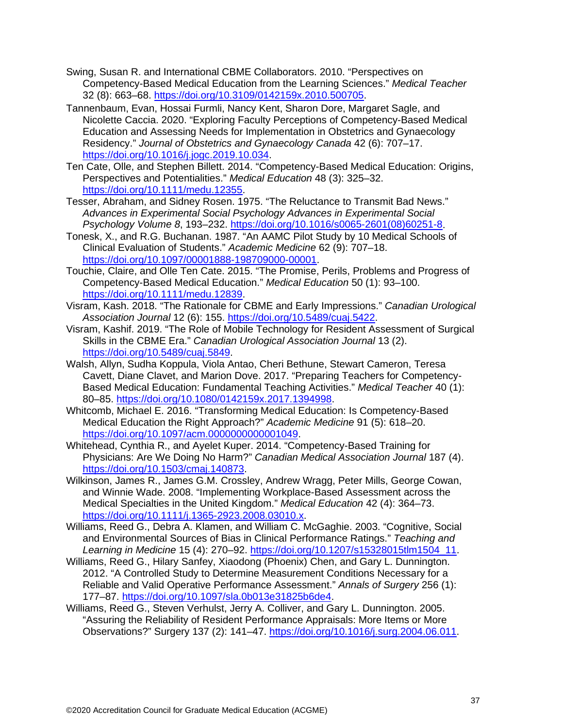Swing, Susan R. and International CBME Collaborators. 2010. "Perspectives on Competency-Based Medical Education from the Learning Sciences." *Medical Teacher* 32 (8): 663–68. https://doi.org/10.3109/0142159x.2010.500705.

Tannenbaum, Evan, Hossai Furmli, Nancy Kent, Sharon Dore, Margaret Sagle, and Nicolette Caccia. 2020. "Exploring Faculty Perceptions of Competency-Based Medical Education and Assessing Needs for Implementation in Obstetrics and Gynaecology Residency." *Journal of Obstetrics and Gynaecology Canada* 42 (6): 707–17. https://doi.org/10.1016/j.jogc.2019.10.034.

Ten Cate, Olle, and Stephen Billett. 2014. "Competency-Based Medical Education: Origins, Perspectives and Potentialities." *Medical Education* 48 (3): 325–32. https://doi.org/10.1111/medu.12355.

Tesser, Abraham, and Sidney Rosen. 1975. "The Reluctance to Transmit Bad News." *Advances in Experimental Social Psychology Advances in Experimental Social Psychology Volume 8*, 193–232. https://doi.org/10.1016/s0065-2601(08)60251-8.

Tonesk, X., and R.G. Buchanan. 1987. "An AAMC Pilot Study by 10 Medical Schools of Clinical Evaluation of Students." *Academic Medicine* 62 (9): 707–18. https://doi.org/10.1097/00001888-198709000-00001.

Touchie, Claire, and Olle Ten Cate. 2015. "The Promise, Perils, Problems and Progress of Competency-Based Medical Education." *Medical Education* 50 (1): 93–100. https://doi.org/10.1111/medu.12839.

Visram, Kash. 2018. "The Rationale for CBME and Early Impressions." *Canadian Urological Association Journal* 12 (6): 155. https://doi.org/10.5489/cuaj.5422.

Visram, Kashif. 2019. "The Role of Mobile Technology for Resident Assessment of Surgical Skills in the CBME Era." *Canadian Urological Association Journal* 13 (2). https://doi.org/10.5489/cuaj.5849.

Walsh, Allyn, Sudha Koppula, Viola Antao, Cheri Bethune, Stewart Cameron, Teresa Cavett, Diane Clavet, and Marion Dove. 2017. "Preparing Teachers for Competency-Based Medical Education: Fundamental Teaching Activities." *Medical Teacher* 40 (1): 80–85. https://doi.org/10.1080/0142159x.2017.1394998.

Whitcomb, Michael E. 2016. "Transforming Medical Education: Is Competency-Based Medical Education the Right Approach?" *Academic Medicine* 91 (5): 618–20. https://doi.org/10.1097/acm.0000000000001049.

Whitehead, Cynthia R., and Ayelet Kuper. 2014. "Competency-Based Training for Physicians: Are We Doing No Harm?" *Canadian Medical Association Journal* 187 (4). https://doi.org/10.1503/cmaj.140873.

Wilkinson, James R., James G.M. Crossley, Andrew Wragg, Peter Mills, George Cowan, and Winnie Wade. 2008. "Implementing Workplace-Based Assessment across the Medical Specialties in the United Kingdom." *Medical Education* 42 (4): 364–73. https://doi.org/10.1111/j.1365-2923.2008.03010.x.

Williams, Reed G., Debra A. Klamen, and William C. McGaghie. 2003. "Cognitive, Social and Environmental Sources of Bias in Clinical Performance Ratings." *Teaching and Learning in Medicine* 15 (4): 270–92. https://doi.org/10.1207/s15328015tlm1504_11.

Williams, Reed G., Hilary Sanfey, Xiaodong (Phoenix) Chen, and Gary L. Dunnington. 2012. "A Controlled Study to Determine Measurement Conditions Necessary for a Reliable and Valid Operative Performance Assessment." *Annals of Surgery* 256 (1): 177–87. https://doi.org/10.1097/sla.0b013e31825b6de4.

Williams, Reed G., Steven Verhulst, Jerry A. Colliver, and Gary L. Dunnington. 2005. "Assuring the Reliability of Resident Performance Appraisals: More Items or More Observations?" Surgery 137 (2): 141–47. https://doi.org/10.1016/j.surg.2004.06.011.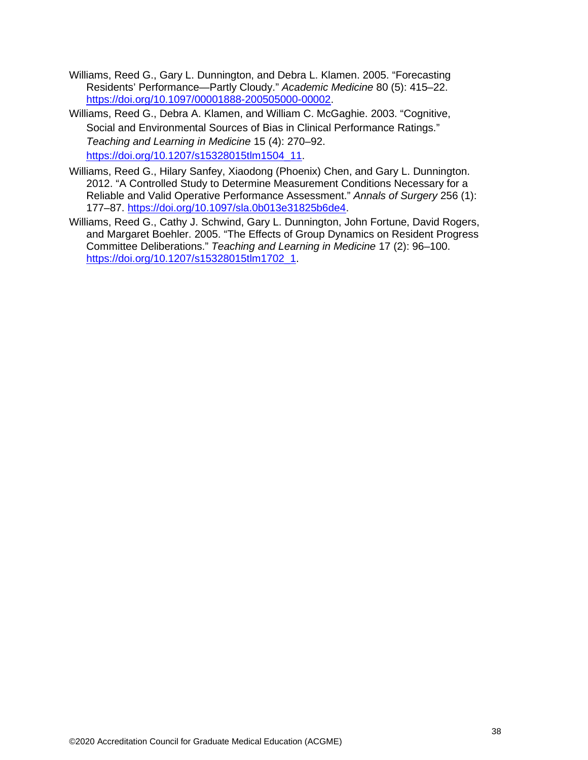Williams, Reed G., Gary L. Dunnington, and Debra L. Klamen. 2005. "Forecasting Residents' Performance—Partly Cloudy." *Academic Medicine* 80 (5): 415–22. https://doi.org/10.1097/00001888-200505000-00002.

Williams, Reed G., Debra A. Klamen, and William C. McGaghie. 2003. "Cognitive, Social and Environmental Sources of Bias in Clinical Performance Ratings." *Teaching and Learning in Medicine* 15 (4): 270–92. https://doi.org/10.1207/s15328015tlm1504_11.

Williams, Reed G., Hilary Sanfey, Xiaodong (Phoenix) Chen, and Gary L. Dunnington. 2012. "A Controlled Study to Determine Measurement Conditions Necessary for a Reliable and Valid Operative Performance Assessment." *Annals of Surgery* 256 (1): 177–87. https://doi.org/10.1097/sla.0b013e31825b6de4.

Williams, Reed G., Cathy J. Schwind, Gary L. Dunnington, John Fortune, David Rogers, and Margaret Boehler. 2005. "The Effects of Group Dynamics on Resident Progress Committee Deliberations." *Teaching and Learning in Medicine* 17 (2): 96–100. https://doi.org/10.1207/s15328015tlm1702_1.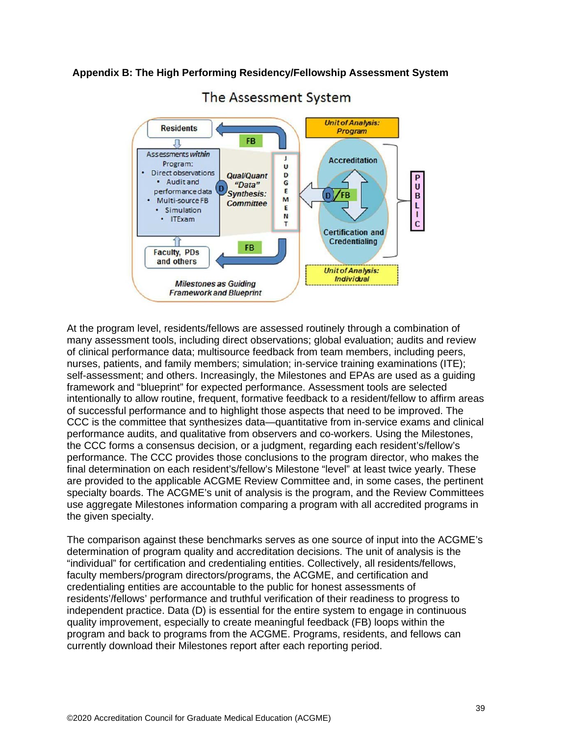**Appendix B: The High Performing Residency/Fellowship Assessment System**

The Assessment System

Residents

FB

Assessments *within* Program:
- Direct observations
  - Audit and performance data
  - Multi-source FB
  - Simulation
  - ITExam

D

*Qual/Quant "Data" Synthesis: Committee*

JUDGEMENT

FB

Faculty, PDs and others

*Milestones as Guiding Framework and Blueprint*

*Unit of Analysis: Program*

Accreditation

D/FB

Certification and Credentialing

*Unit of Analysis: Individual*

PUBLIC

At the program level, residents/fellows are assessed routinely through a combination of many assessment tools, including direct observations; global evaluation; audits and review of clinical performance data; multisource feedback from team members, including peers, nurses, patients, and family members; simulation; in-service training examinations (ITE); self-assessment; and others. Increasingly, the Milestones and EPAs are used as a guiding framework and "blueprint" for expected performance. Assessment tools are selected intentionally to allow routine, frequent, formative feedback to a resident/fellow to affirm areas of successful performance and to highlight those aspects that need to be improved. The CCC is the committee that synthesizes data—quantitative from in-service exams and clinical performance audits, and qualitative from observers and co-workers. Using the Milestones, the CCC forms a consensus decision, or a judgment, regarding each resident's/fellow's performance. The CCC provides those conclusions to the program director, who makes the final determination on each resident's/fellow's Milestone "level" at least twice yearly. These are provided to the applicable ACGME Review Committee and, in some cases, the pertinent specialty boards. The ACGME's unit of analysis is the program, and the Review Committees use aggregate Milestones information comparing a program with all accredited programs in the given specialty.

The comparison against these benchmarks serves as one source of input into the ACGME's determination of program quality and accreditation decisions. The unit of analysis is the "individual" for certification and credentialing entities. Collectively, all residents/fellows, faculty members/program directors/programs, the ACGME, and certification and credentialing entities are accountable to the public for honest assessments of residents'/fellows' performance and truthful verification of their readiness to progress to independent practice. Data (D) is essential for the entire system to engage in continuous quality improvement, especially to create meaningful feedback (FB) loops within the program and back to programs from the ACGME. Programs, residents, and fellows can currently download their Milestones report after each reporting period.

©2020 Accreditation Council for Graduate Medical Education (ACGME)